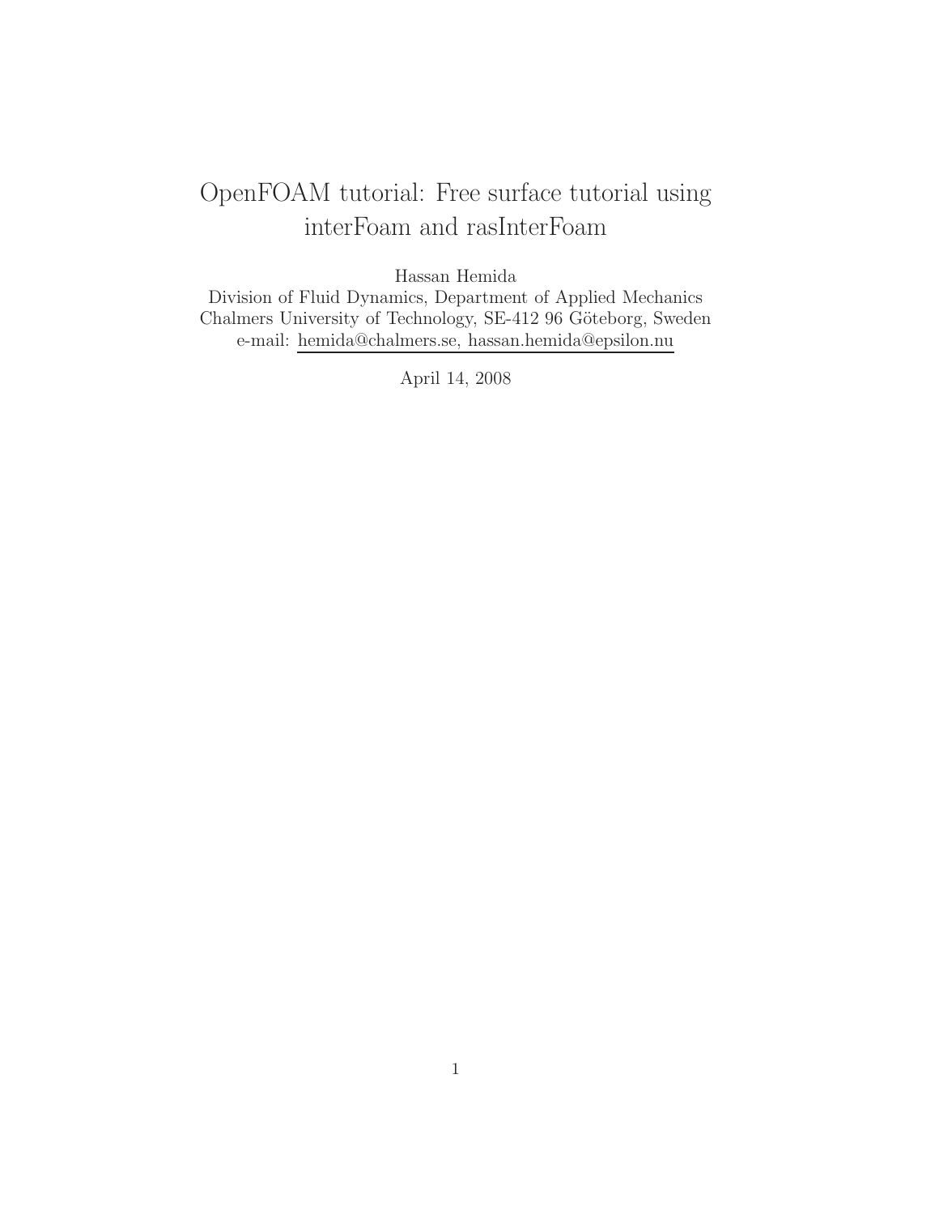# OpenFOAM tutorial: Free surface tutorial using interFoam and rasInterFoam

Hassan Hemida

Division of Fluid Dynamics, Department of Applied Mechanics

Chalmers University of Technology, SE-412 96 Göteborg, Sweden

e-mail: hemida@chalmers.se, hassan.hemida@epsilon.nu

April 14, 2008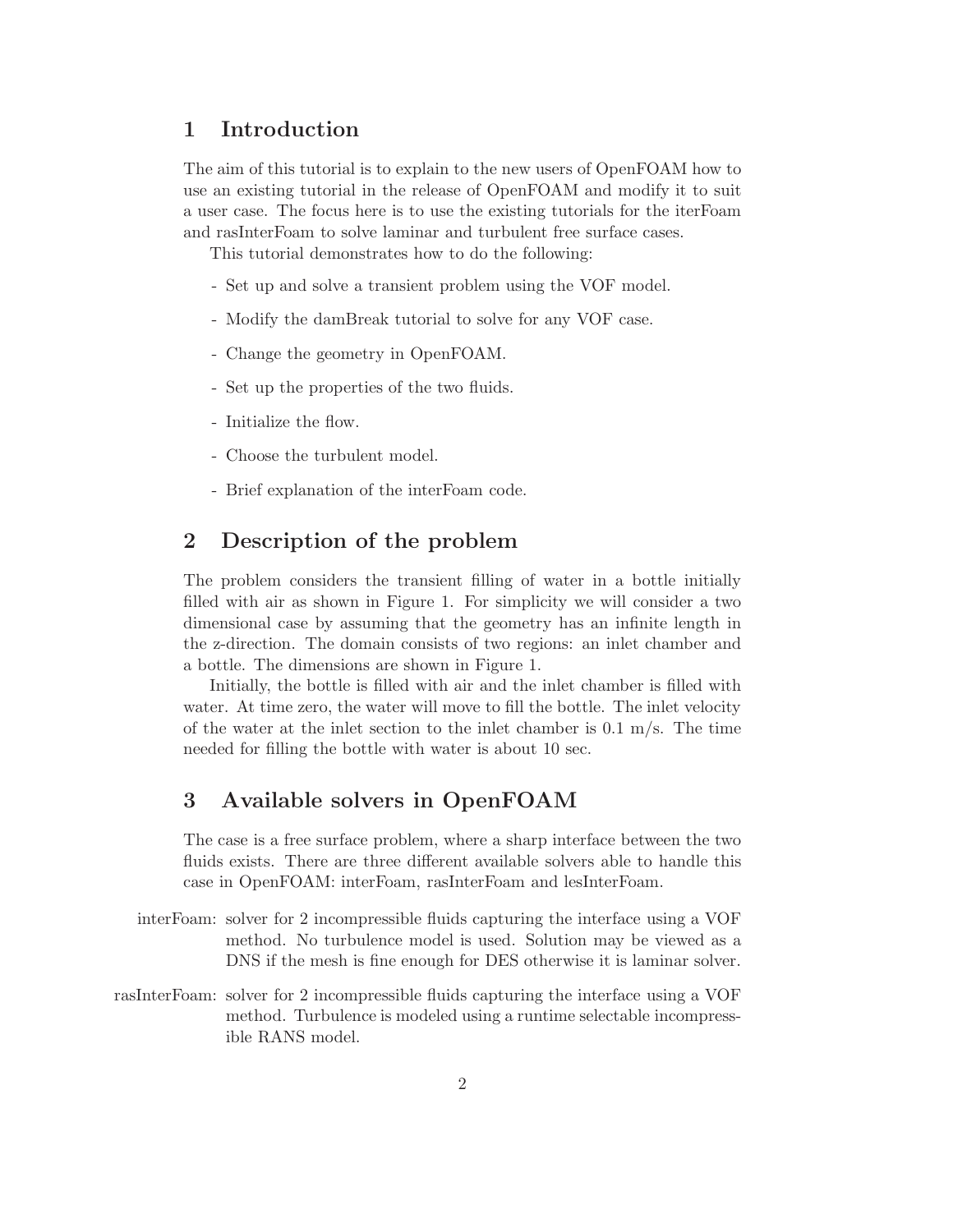## 1 Introduction

The aim of this tutorial is to explain to the new users of OpenFOAM how to use an existing tutorial in the release of OpenFOAM and modify it to suit a user case. The focus here is to use the existing tutorials for the iterFoam and rasInterFoam to solve laminar and turbulent free surface cases.

This tutorial demonstrates how to do the following:

- Set up and solve a transient problem using the VOF model.
- Modify the damBreak tutorial to solve for any VOF case.
- Change the geometry in OpenFOAM.
- Set up the properties of the two fluids.
- Initialize the flow.
- Choose the turbulent model.
- Brief explanation of the interFoam code.

## 2 Description of the problem

The problem considers the transient filling of water in a bottle initially filled with air as shown in Figure 1. For simplicity we will consider a two dimensional case by assuming that the geometry has an infinite length in the z-direction. The domain consists of two regions: an inlet chamber and a bottle. The dimensions are shown in Figure 1.

Initially, the bottle is filled with air and the inlet chamber is filled with water. At time zero, the water will move to fill the bottle. The inlet velocity of the water at the inlet section to the inlet chamber is 0.1 m/s. The time needed for filling the bottle with water is about 10 sec.

## 3 Available solvers in OpenFOAM

The case is a free surface problem, where a sharp interface between the two fluids exists. There are three different available solvers able to handle this case in OpenFOAM: interFoam, rasInterFoam and lesInterFoam.

interFoam: solver for 2 incompressible fluids capturing the interface using a VOF method. No turbulence model is used. Solution may be viewed as a DNS if the mesh is fine enough for DES otherwise it is laminar solver.

rasInterFoam: solver for 2 incompressible fluids capturing the interface using a VOF method. Turbulence is modeled using a runtime selectable incompressible RANS model.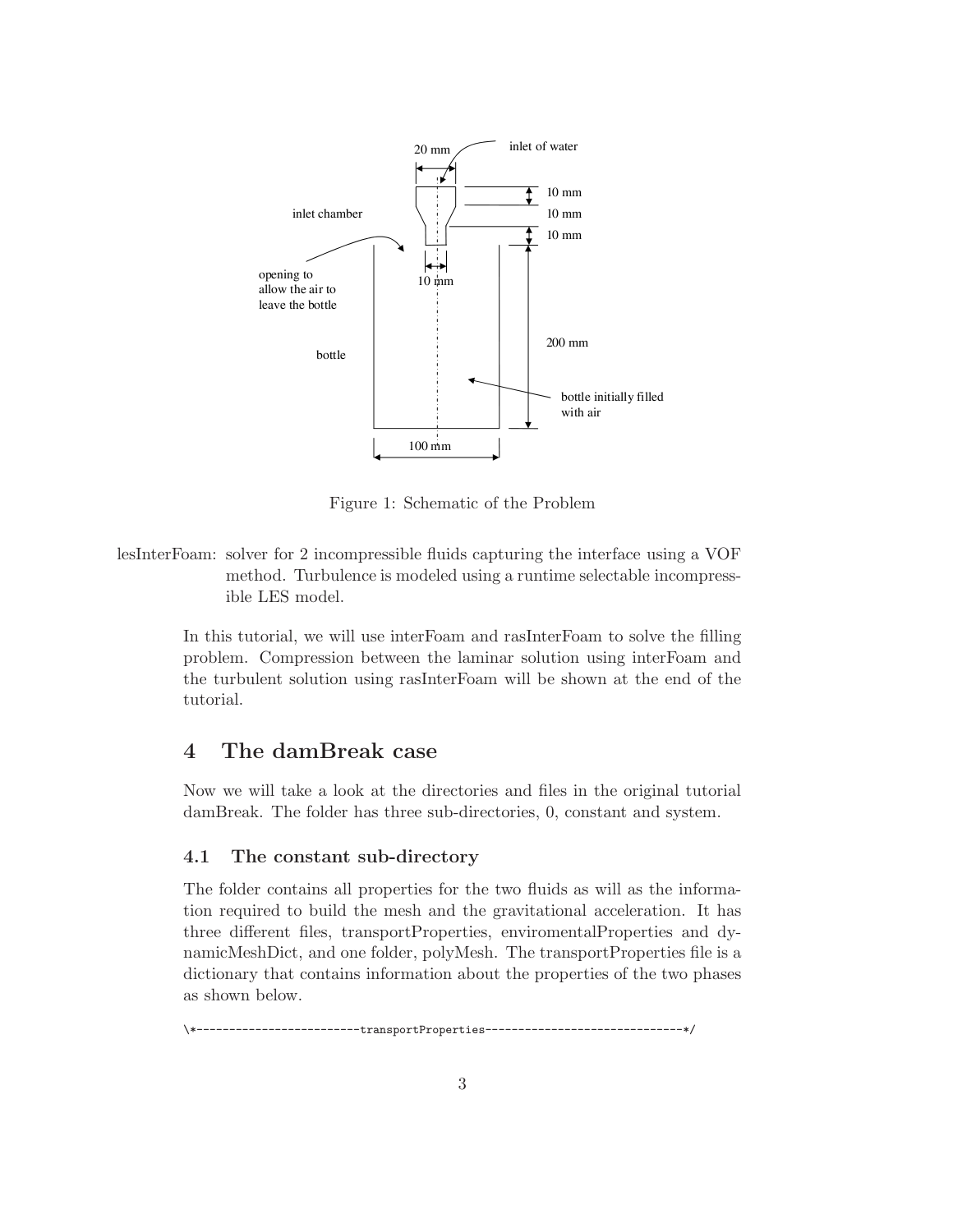Figure 1: Schematic of the Problem

lesInterFoam: solver for 2 incompressible fluids capturing the interface using a VOF method. Turbulence is modeled using a runtime selectable incompressible LES model.

In this tutorial, we will use interFoam and rasInterFoam to solve the filling problem. Compression between the laminar solution using interFoam and the turbulent solution using rasInterFoam will be shown at the end of the tutorial.

## 4 The damBreak case

Now we will take a look at the directories and files in the original tutorial damBreak. The folder has three sub-directories, 0, constant and system.

### 4.1 The constant sub-directory

The folder contains all properties for the two fluids as will as the information required to build the mesh and the gravitational acceleration. It has three different files, transportProperties, enviromentalProperties and dynamicMeshDict, and one folder, polyMesh. The transportProperties file is a dictionary that contains information about the properties of the two phases as shown below.

```
\*------------------------transportProperties-----------------------------*/
```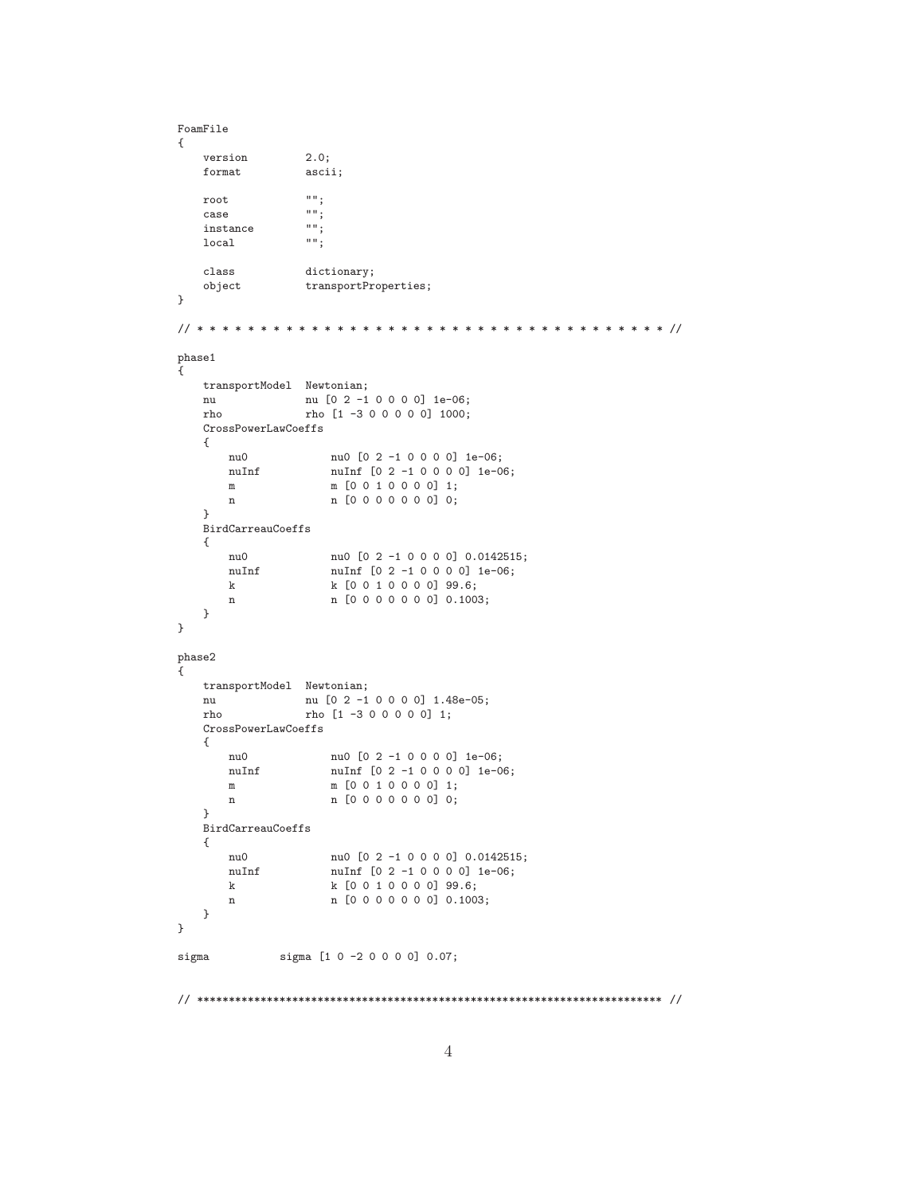```
FoamFile
{
    version         2.0;
    format          ascii;

    root            "";
    case            "";
    instance        "";
    local           "";

    class           dictionary;
    object          transportProperties;
}

// * * * * * * * * * * * * * * * * * * * * * * * * * * * * * * * * * * * * * //

phase1
{
    transportModel  Newtonian;
    nu              nu [0 2 -1 0 0 0 0] 1e-06;
    rho             rho [1 -3 0 0 0 0 0] 1000;
    CrossPowerLawCoeffs
    {
        nu0             nu0 [0 2 -1 0 0 0 0] 1e-06;
        nuInf           nuInf [0 2 -1 0 0 0 0] 1e-06;
        m               m [0 0 1 0 0 0 0] 1;
        n               n [0 0 0 0 0 0 0] 0;
    }
    BirdCarreauCoeffs
    {
        nu0             nu0 [0 2 -1 0 0 0 0] 0.0142515;
        nuInf           nuInf [0 2 -1 0 0 0 0] 1e-06;
        k               k [0 0 1 0 0 0 0] 99.6;
        n               n [0 0 0 0 0 0 0] 0.1003;
    }
}

phase2
{
    transportModel  Newtonian;
    nu              nu [0 2 -1 0 0 0 0] 1.48e-05;
    rho             rho [1 -3 0 0 0 0 0] 1;
    CrossPowerLawCoeffs
    {
        nu0             nu0 [0 2 -1 0 0 0 0] 1e-06;
        nuInf           nuInf [0 2 -1 0 0 0 0] 1e-06;
        m               m [0 0 1 0 0 0 0] 1;
        n               n [0 0 0 0 0 0 0] 0;
    }
    BirdCarreauCoeffs
    {
        nu0             nu0 [0 2 -1 0 0 0 0] 0.0142515;
        nuInf           nuInf [0 2 -1 0 0 0 0] 1e-06;
        k               k [0 0 1 0 0 0 0] 99.6;
        n               n [0 0 0 0 0 0 0] 0.1003;
    }
}

sigma           sigma [1 0 -2 0 0 0 0] 0.07;


// ************************************************************************* //
```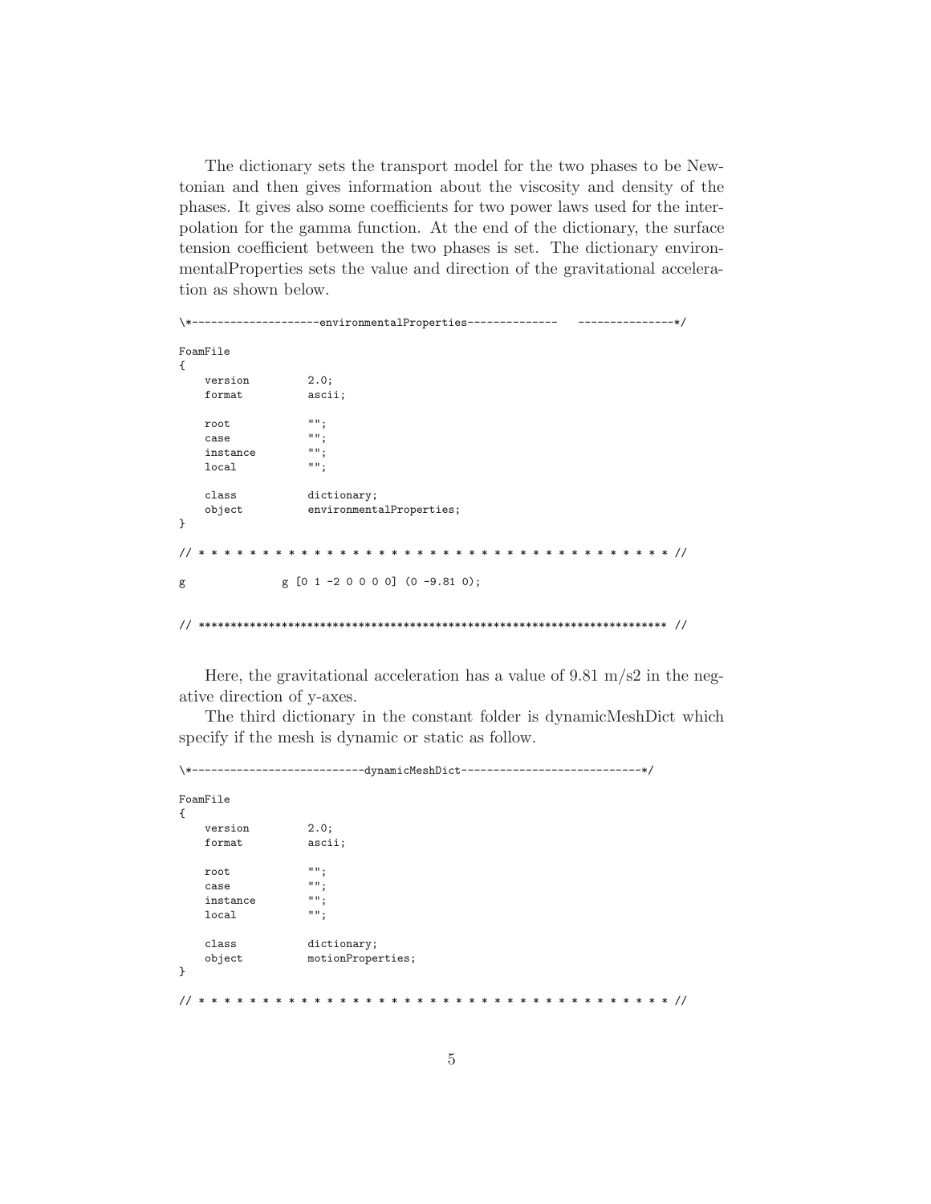The dictionary sets the transport model for the two phases to be Newtonian and then gives information about the viscosity and density of the phases. It gives also some coefficients for two power laws used for the interpolation for the gamma function. At the end of the dictionary, the surface tension coefficient between the two phases is set. The dictionary environmentalProperties sets the value and direction of the gravitational acceleration as shown below.

```
\*-------------------environmentalProperties--------------   --------------*/

FoamFile
{
    version         2.0;
    format          ascii;

    root            "";
    case            "";
    instance        "";
    local           "";

    class           dictionary;
    object          environmentalProperties;
}

// * * * * * * * * * * * * * * * * * * * * * * * * * * * * * * * * * * * * * //

g               g [0 1 -2 0 0 0 0] (0 -9.81 0);


// ************************************************************************* //
```

Here, the gravitational acceleration has a value of 9.81 m/s2 in the negative direction of y-axes.

The third dictionary in the constant folder is dynamicMeshDict which specify if the mesh is dynamic or static as follow.

```
\*--------------------------dynamicMeshDict---------------------------*/

FoamFile
{
    version         2.0;
    format          ascii;

    root            "";
    case            "";
    instance        "";
    local           "";

    class           dictionary;
    object          motionProperties;
}

// * * * * * * * * * * * * * * * * * * * * * * * * * * * * * * * * * * * * * //
```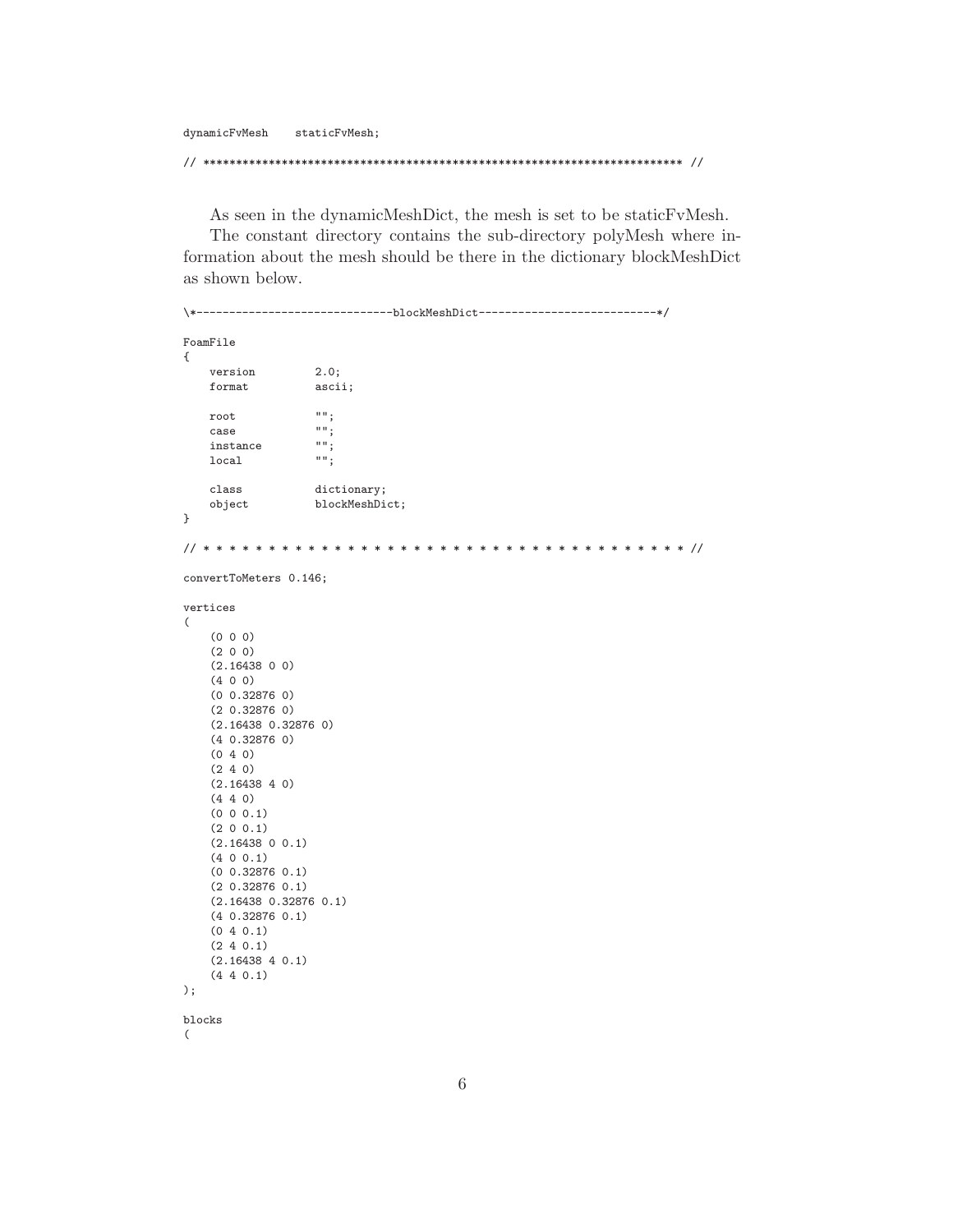```
dynamicFvMesh    staticFvMesh;

// ************************************************************************* //
```

As seen in the dynamicMeshDict, the mesh is set to be staticFvMesh.

The constant directory contains the sub-directory polyMesh where information about the mesh should be there in the dictionary blockMeshDict as shown below.

```
\*----------------------------blockMeshDict--------------------------*/

FoamFile
{
    version         2.0;
    format          ascii;

    root            "";
    case            "";
    instance        "";
    local           "";

    class           dictionary;
    object          blockMeshDict;
}

// * * * * * * * * * * * * * * * * * * * * * * * * * * * * * * * * * * * * * //

convertToMeters 0.146;

vertices
(
    (0 0 0)
    (2 0 0)
    (2.16438 0 0)
    (4 0 0)
    (0 0.32876 0)
    (2 0.32876 0)
    (2.16438 0.32876 0)
    (4 0.32876 0)
    (0 4 0)
    (2 4 0)
    (2.16438 4 0)
    (4 4 0)
    (0 0 0.1)
    (2 0 0.1)
    (2.16438 0 0.1)
    (4 0 0.1)
    (0 0.32876 0.1)
    (2 0.32876 0.1)
    (2.16438 0.32876 0.1)
    (4 0.32876 0.1)
    (0 4 0.1)
    (2 4 0.1)
    (2.16438 4 0.1)
    (4 4 0.1)
);

blocks
(
```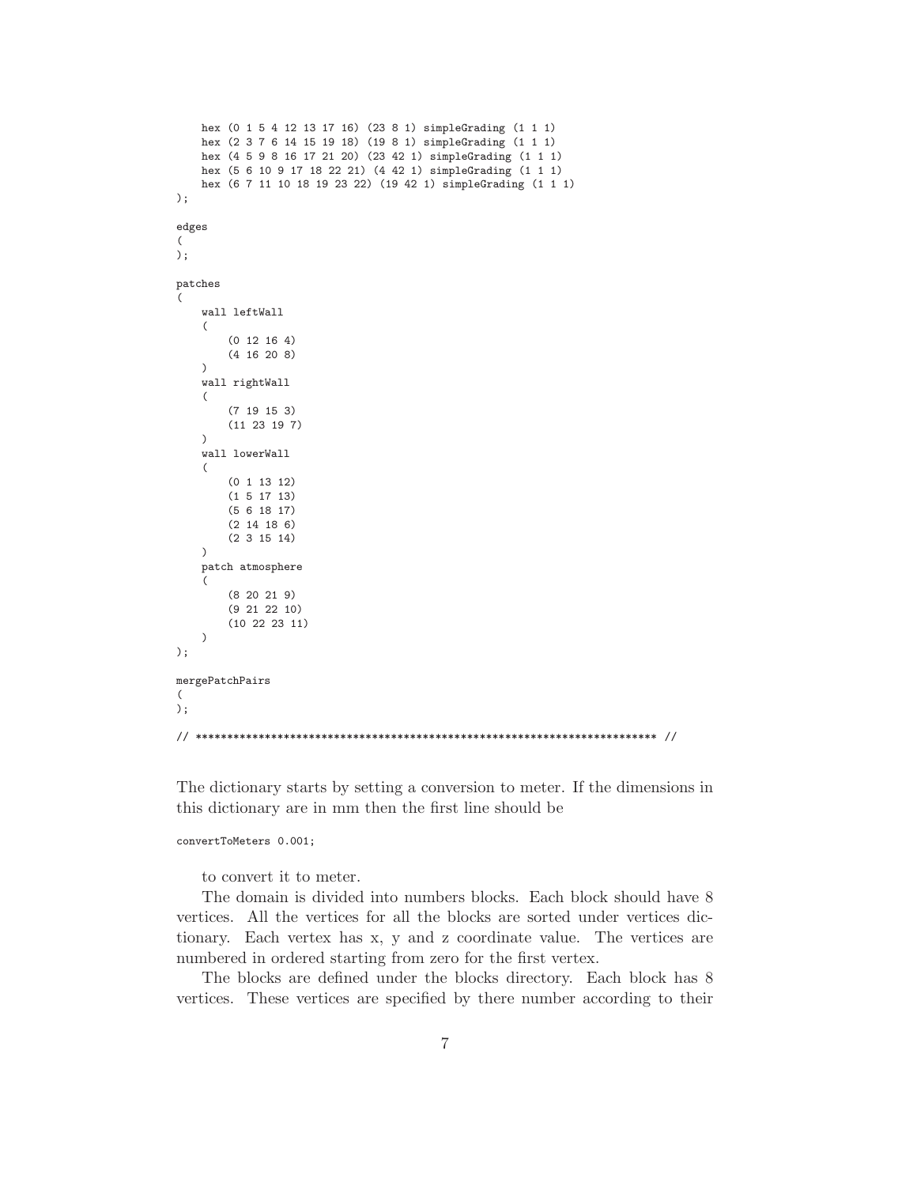```
    hex (0 1 5 4 12 13 17 16) (23 8 1) simpleGrading (1 1 1)
    hex (2 3 7 6 14 15 19 18) (19 8 1) simpleGrading (1 1 1)
    hex (4 5 9 8 16 17 21 20) (23 42 1) simpleGrading (1 1 1)
    hex (5 6 10 9 17 18 22 21) (4 42 1) simpleGrading (1 1 1)
    hex (6 7 11 10 18 19 23 22) (19 42 1) simpleGrading (1 1 1)
);

edges
(
);

patches
(
    wall leftWall
    (
        (0 12 16 4)
        (4 16 20 8)
    )
    wall rightWall
    (
        (7 19 15 3)
        (11 23 19 7)
    )
    wall lowerWall
    (
        (0 1 13 12)
        (1 5 17 13)
        (5 6 18 17)
        (2 14 18 6)
        (2 3 15 14)
    )
    patch atmosphere
    (
        (8 20 21 9)
        (9 21 22 10)
        (10 22 23 11)
    )
);

mergePatchPairs
(
);

// ************************************************************************* //
```

The dictionary starts by setting a conversion to meter. If the dimensions in this dictionary are in mm then the first line should be

```
convertToMeters 0.001;
```

to convert it to meter.

The domain is divided into numbers blocks. Each block should have 8 vertices. All the vertices for all the blocks are sorted under vertices dictionary. Each vertex has x, y and z coordinate value. The vertices are numbered in ordered starting from zero for the first vertex.

The blocks are defined under the blocks directory. Each block has 8 vertices. These vertices are specified by there number according to their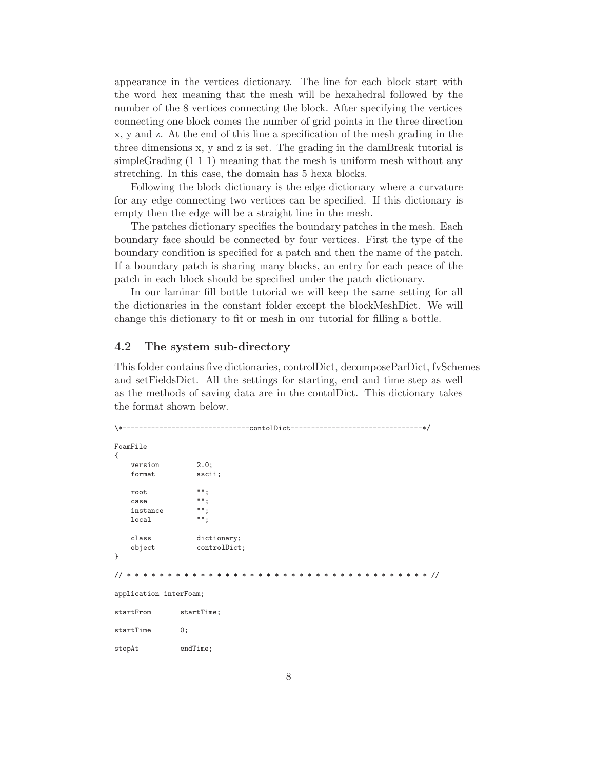appearance in the vertices dictionary. The line for each block start with the word hex meaning that the mesh will be hexahedral followed by the number of the 8 vertices connecting the block. After specifying the vertices connecting one block comes the number of grid points in the three direction x, y and z. At the end of this line a specification of the mesh grading in the three dimensions x, y and z is set. The grading in the damBreak tutorial is simpleGrading (1 1 1) meaning that the mesh is uniform mesh without any stretching. In this case, the domain has 5 hexa blocks.

Following the block dictionary is the edge dictionary where a curvature for any edge connecting two vertices can be specified. If this dictionary is empty then the edge will be a straight line in the mesh.

The patches dictionary specifies the boundary patches in the mesh. Each boundary face should be connected by four vertices. First the type of the boundary condition is specified for a patch and then the name of the patch. If a boundary patch is sharing many blocks, an entry for each peace of the patch in each block should be specified under the patch dictionary.

In our laminar fill bottle tutorial we will keep the same setting for all the dictionaries in the constant folder except the blockMeshDict. We will change this dictionary to fit or mesh in our tutorial for filling a bottle.

### 4.2 The system sub-directory

This folder contains five dictionaries, controlDict, decomposeParDict, fvSchemes and setFieldsDict. All the settings for starting, end and time step as well as the methods of saving data are in the contolDict. This dictionary takes the format shown below.

```
\*------------------------------contolDict--------------------------------*/

FoamFile
{
    version         2.0;
    format          ascii;

    root            "";
    case            "";
    instance        "";
    local           "";

    class           dictionary;
    object          controlDict;
}

// * * * * * * * * * * * * * * * * * * * * * * * * * * * * * * * * * * * * * //

application interFoam;

startFrom       startTime;

startTime       0;

stopAt          endTime;
```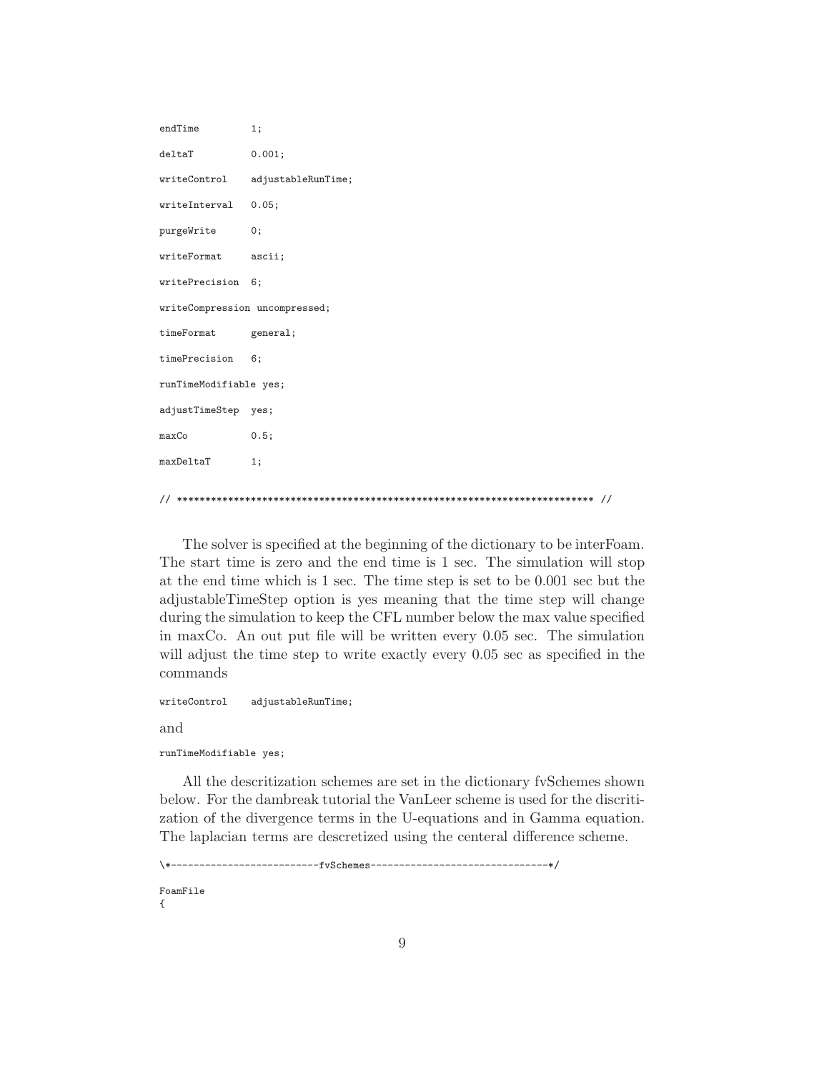```
endTime         1;

deltaT          0.001;

writeControl    adjustableRunTime;

writeInterval   0.05;

purgeWrite      0;

writeFormat     ascii;

writePrecision  6;

writeCompression uncompressed;

timeFormat      general;

timePrecision   6;

runTimeModifiable yes;

adjustTimeStep  yes;

maxCo           0.5;

maxDeltaT       1;

// ************************************************************************* //
```

The solver is specified at the beginning of the dictionary to be interFoam. The start time is zero and the end time is 1 sec. The simulation will stop at the end time which is 1 sec. The time step is set to be 0.001 sec but the adjustableTimeStep option is yes meaning that the time step will change during the simulation to keep the CFL number below the max value specified in maxCo. An out put file will be written every 0.05 sec. The simulation will adjust the time step to write exactly every 0.05 sec as specified in the commands

```
writeControl    adjustableRunTime;
```

and

```
runTimeModifiable yes;
```

All the descritization schemes are set in the dictionary fvSchemes shown below. For the dambreak tutorial the VanLeer scheme is used for the discritization of the divergence terms in the U-equations and in Gamma equation. The laplacian terms are descretized using the centeral difference scheme.

```
\*-------------------------fvSchemes------------------------------*/

FoamFile
{
```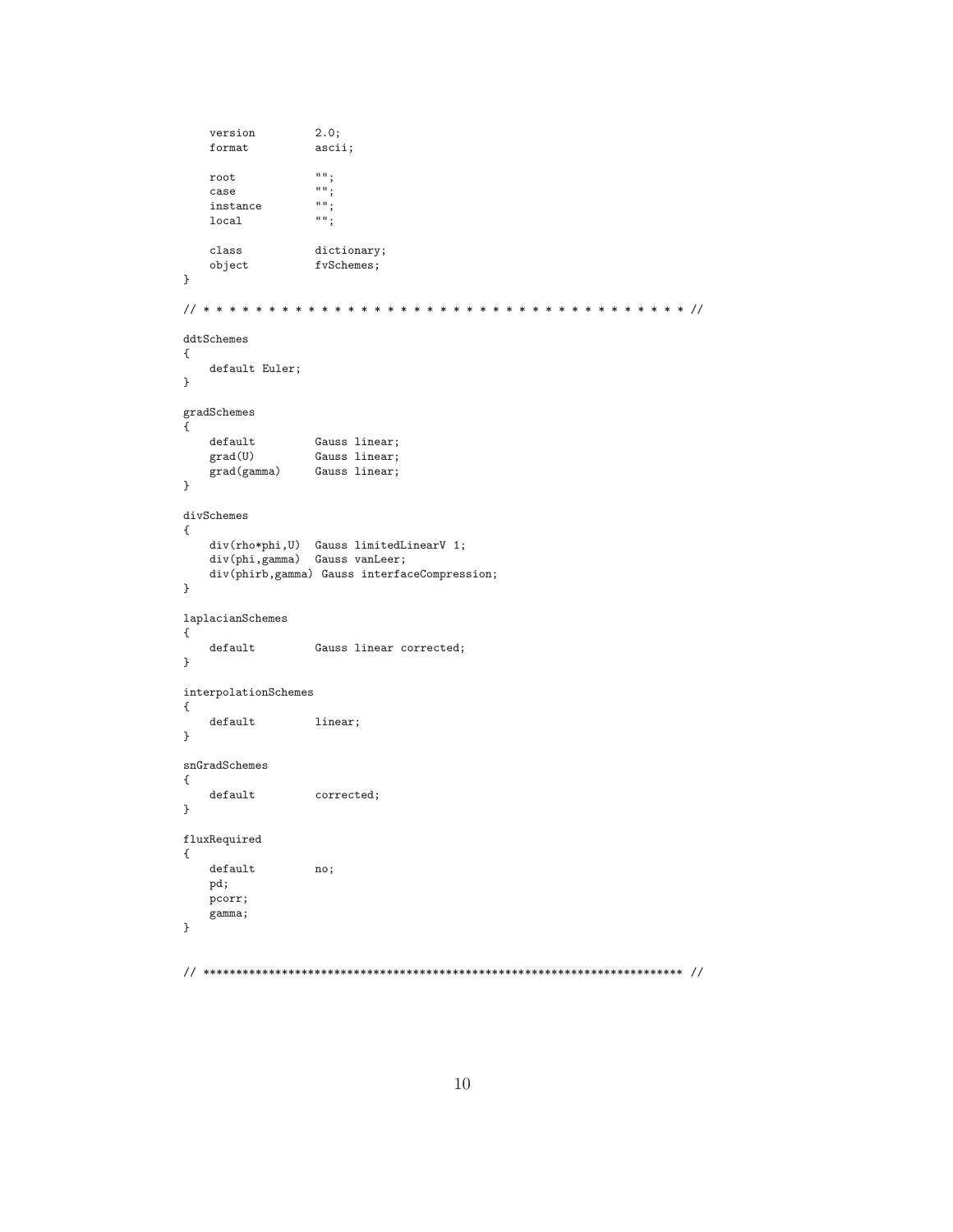```
    version         2.0;
    format          ascii;

    root            "";
    case            "";
    instance        "";
    local           "";

    class           dictionary;
    object          fvSchemes;
}

// * * * * * * * * * * * * * * * * * * * * * * * * * * * * * * * * * * * * * //

ddtSchemes
{
    default Euler;
}

gradSchemes
{
    default         Gauss linear;
    grad(U)         Gauss linear;
    grad(gamma)     Gauss linear;
}

divSchemes
{
    div(rho*phi,U)  Gauss limitedLinearV 1;
    div(phi,gamma)  Gauss vanLeer;
    div(phirb,gamma) Gauss interfaceCompression;
}

laplacianSchemes
{
    default         Gauss linear corrected;
}

interpolationSchemes
{
    default         linear;
}

snGradSchemes
{
    default         corrected;
}

fluxRequired
{
    default         no;
    pd;
    pcorr;
    gamma;
}


// ************************************************************************* //
```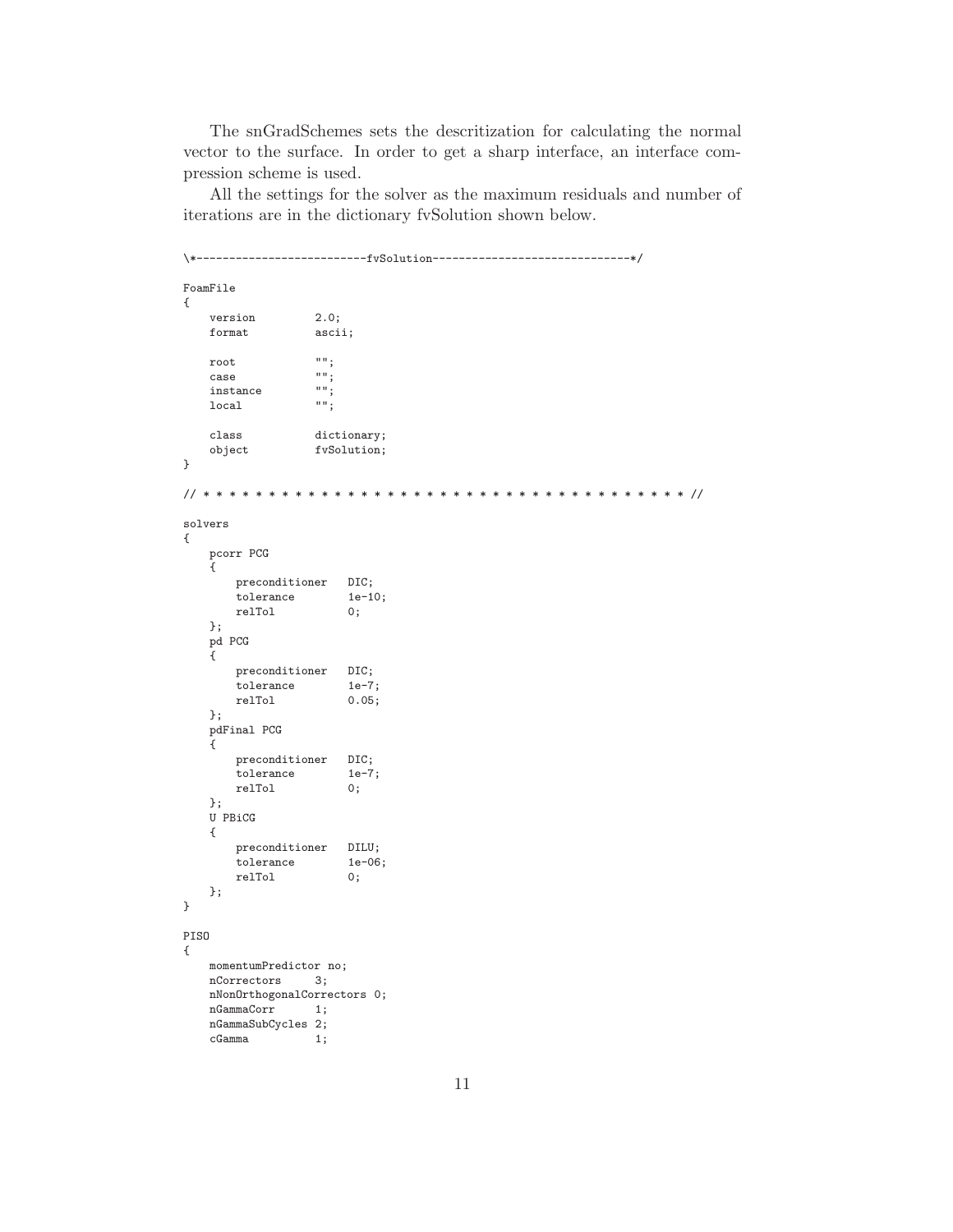The snGradSchemes sets the descritization for calculating the normal vector to the surface. In order to get a sharp interface, an interface compression scheme is used.

All the settings for the solver as the maximum residuals and number of iterations are in the dictionary fvSolution shown below.

```
\*-------------------------fvSolution-----------------------------*/

FoamFile
{
    version         2.0;
    format          ascii;

    root            "";
    case            "";
    instance        "";
    local           "";

    class           dictionary;
    object          fvSolution;
}

// * * * * * * * * * * * * * * * * * * * * * * * * * * * * * * * * * * * * * //

solvers
{
    pcorr PCG
    {
        preconditioner   DIC;
        tolerance        1e-10;
        relTol           0;
    };
    pd PCG
    {
        preconditioner   DIC;
        tolerance        1e-7;
        relTol           0.05;
    };
    pdFinal PCG
    {
        preconditioner   DIC;
        tolerance        1e-7;
        relTol           0;
    };
    U PBiCG
    {
        preconditioner   DILU;
        tolerance        1e-06;
        relTol           0;
    };
}

PISO
{
    momentumPredictor no;
    nCorrectors     3;
    nNonOrthogonalCorrectors 0;
    nGammaCorr      1;
    nGammaSubCycles 2;
    cGamma          1;
```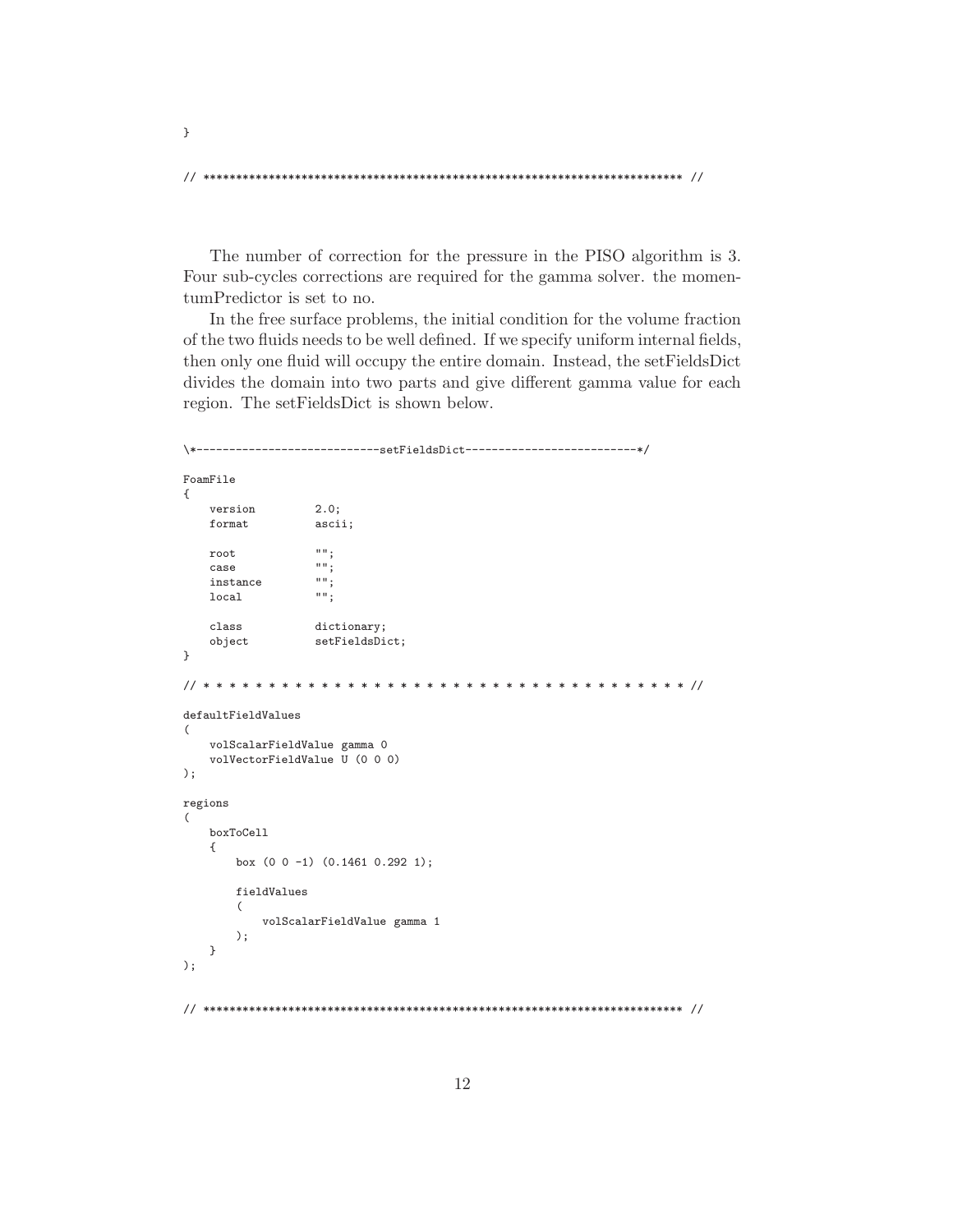```
}

// ************************************************************************* //
```

The number of correction for the pressure in the PISO algorithm is 3. Four sub-cycles corrections are required for the gamma solver. the momentumPredictor is set to no.

In the free surface problems, the initial condition for the volume fraction of the two fluids needs to be well defined. If we specify uniform internal fields, then only one fluid will occupy the entire domain. Instead, the setFieldsDict divides the domain into two parts and give different gamma value for each region. The setFieldsDict is shown below.

```
\*---------------------------setFieldsDict-------------------------*/

FoamFile
{
    version         2.0;
    format          ascii;

    root            "";
    case            "";
    instance        "";
    local           "";

    class           dictionary;
    object          setFieldsDict;
}

// * * * * * * * * * * * * * * * * * * * * * * * * * * * * * * * * * * * * * //

defaultFieldValues
(
    volScalarFieldValue gamma 0
    volVectorFieldValue U (0 0 0)
);

regions
(
    boxToCell
    {
        box (0 0 -1) (0.1461 0.292 1);

        fieldValues
        (
            volScalarFieldValue gamma 1
        );
    }
);


// ************************************************************************* //
```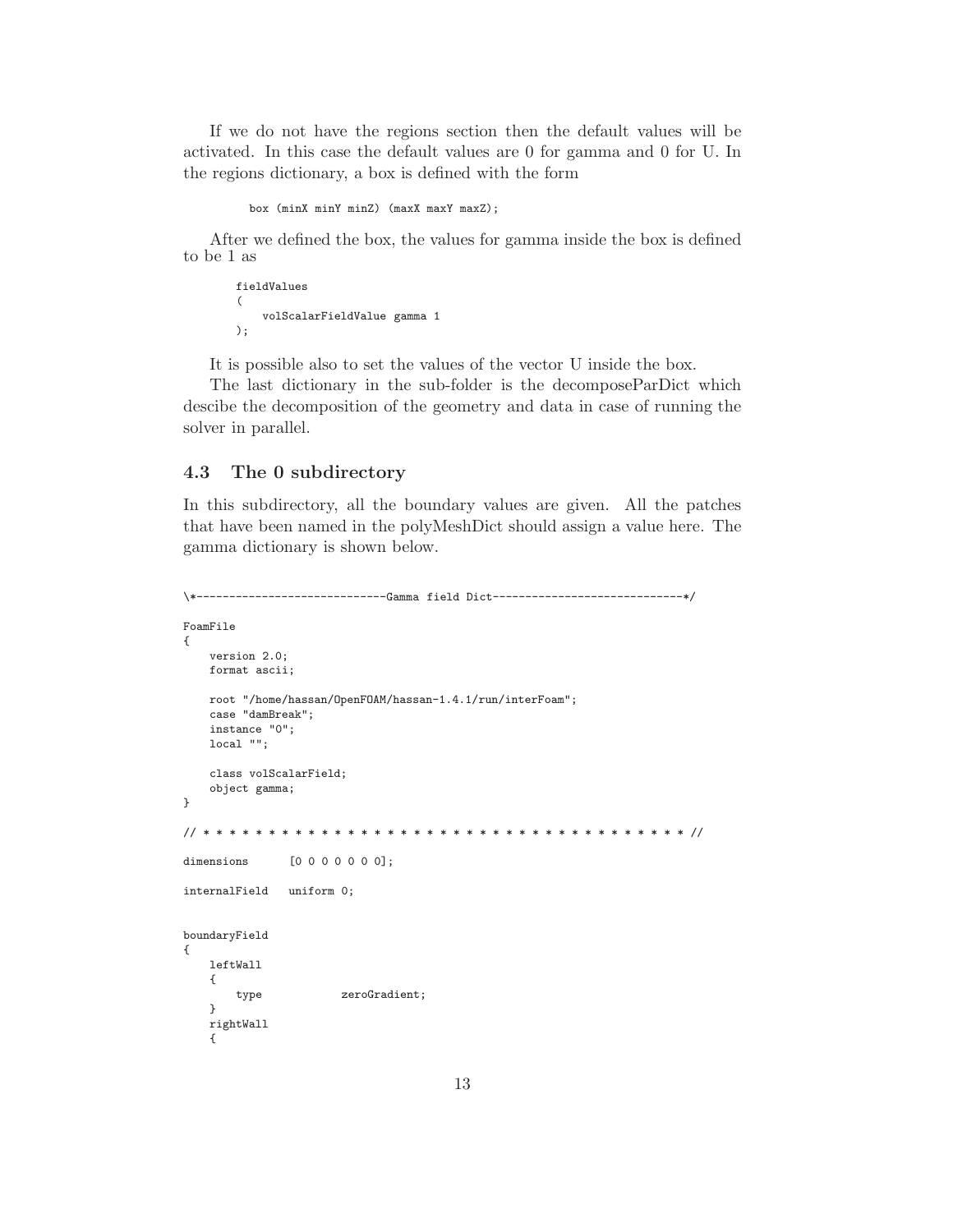If we do not have the regions section then the default values will be activated. In this case the default values are 0 for gamma and 0 for U. In the regions dictionary, a box is defined with the form

```
box (minX minY minZ) (maxX maxY maxZ);
```

After we defined the box, the values for gamma inside the box is defined to be 1 as

```
fieldValues
(
    volScalarFieldValue gamma 1
);
```

It is possible also to set the values of the vector U inside the box.

The last dictionary in the sub-folder is the decomposeParDict which descibe the decomposition of the geometry and data in case of running the solver in parallel.

### 4.3 The 0 subdirectory

In this subdirectory, all the boundary values are given. All the patches that have been named in the polyMeshDict should assign a value here. The gamma dictionary is shown below.

```
\*----------------------------Gamma field Dict-----------------------------*/

FoamFile
{
    version 2.0;
    format ascii;

    root "/home/hassan/OpenFOAM/hassan-1.4.1/run/interFoam";
    case "damBreak";
    instance "0";
    local "";

    class volScalarField;
    object gamma;
}

// * * * * * * * * * * * * * * * * * * * * * * * * * * * * * * * * * * * * * //

dimensions      [0 0 0 0 0 0 0];

internalField   uniform 0;


boundaryField
{
    leftWall
    {
        type            zeroGradient;
    }
    rightWall
    {
```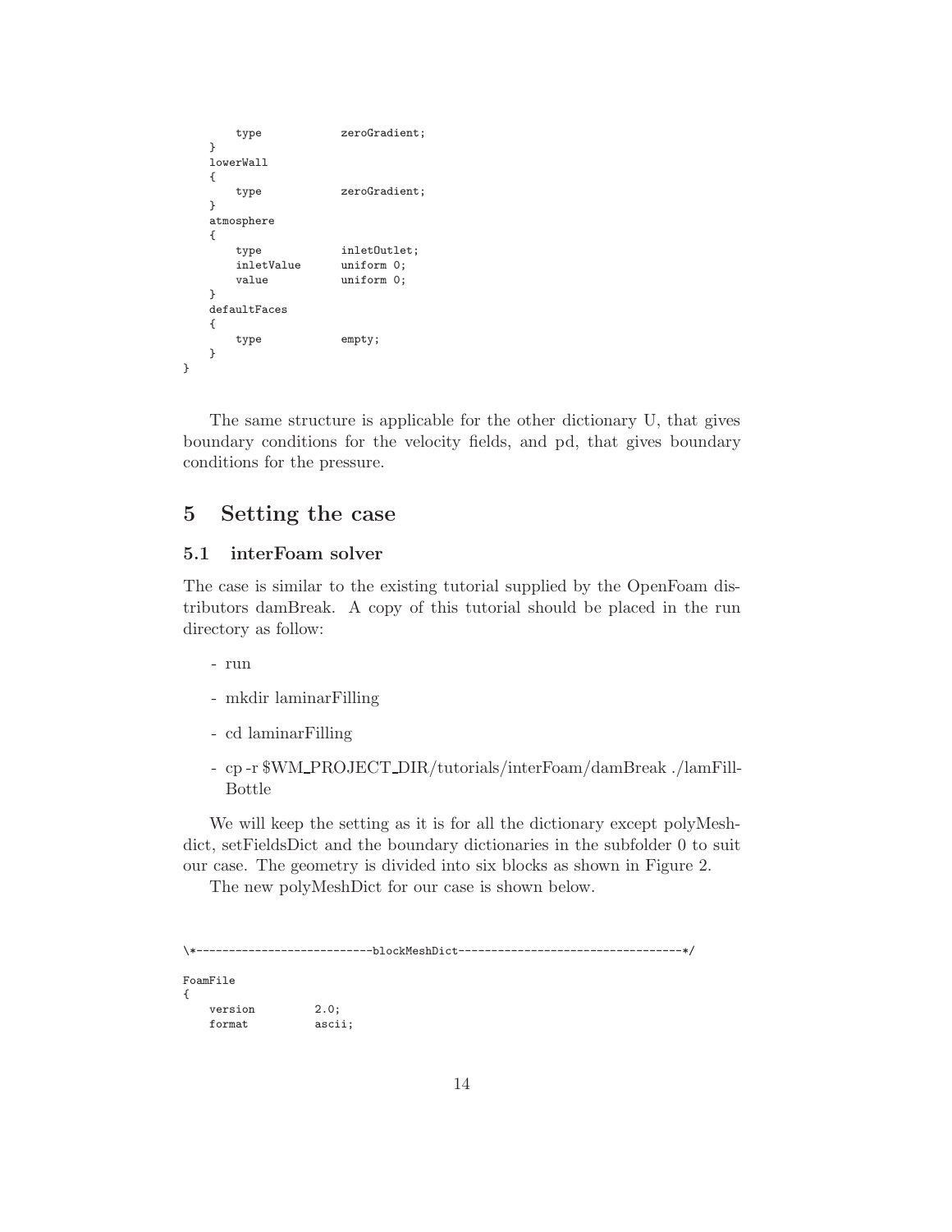```
        type            zeroGradient;
    }
    lowerWall
    {
        type            zeroGradient;
    }
    atmosphere
    {
        type            inletOutlet;
        inletValue      uniform 0;
        value           uniform 0;
    }
    defaultFaces
    {
        type            empty;
    }
}
```

The same structure is applicable for the other dictionary U, that gives boundary conditions for the velocity fields, and pd, that gives boundary conditions for the pressure.

# 5 Setting the case

## 5.1 interFoam solver

The case is similar to the existing tutorial supplied by the OpenFoam distributors damBreak. A copy of this tutorial should be placed in the run directory as follow:

- run
- mkdir laminarFilling
- cd laminarFilling
- cp -r $WM_PROJECT_DIR/tutorials/interFoam/damBreak ./lamFillBottle

We will keep the setting as it is for all the dictionary except polyMeshdict, setFieldsDict and the boundary dictionaries in the subfolder 0 to suit our case. The geometry is divided into six blocks as shown in Figure 2.

The new polyMeshDict for our case is shown below.

```
\*--------------------------blockMeshDict---------------------------------*/

FoamFile
{
    version         2.0;
    format          ascii;
```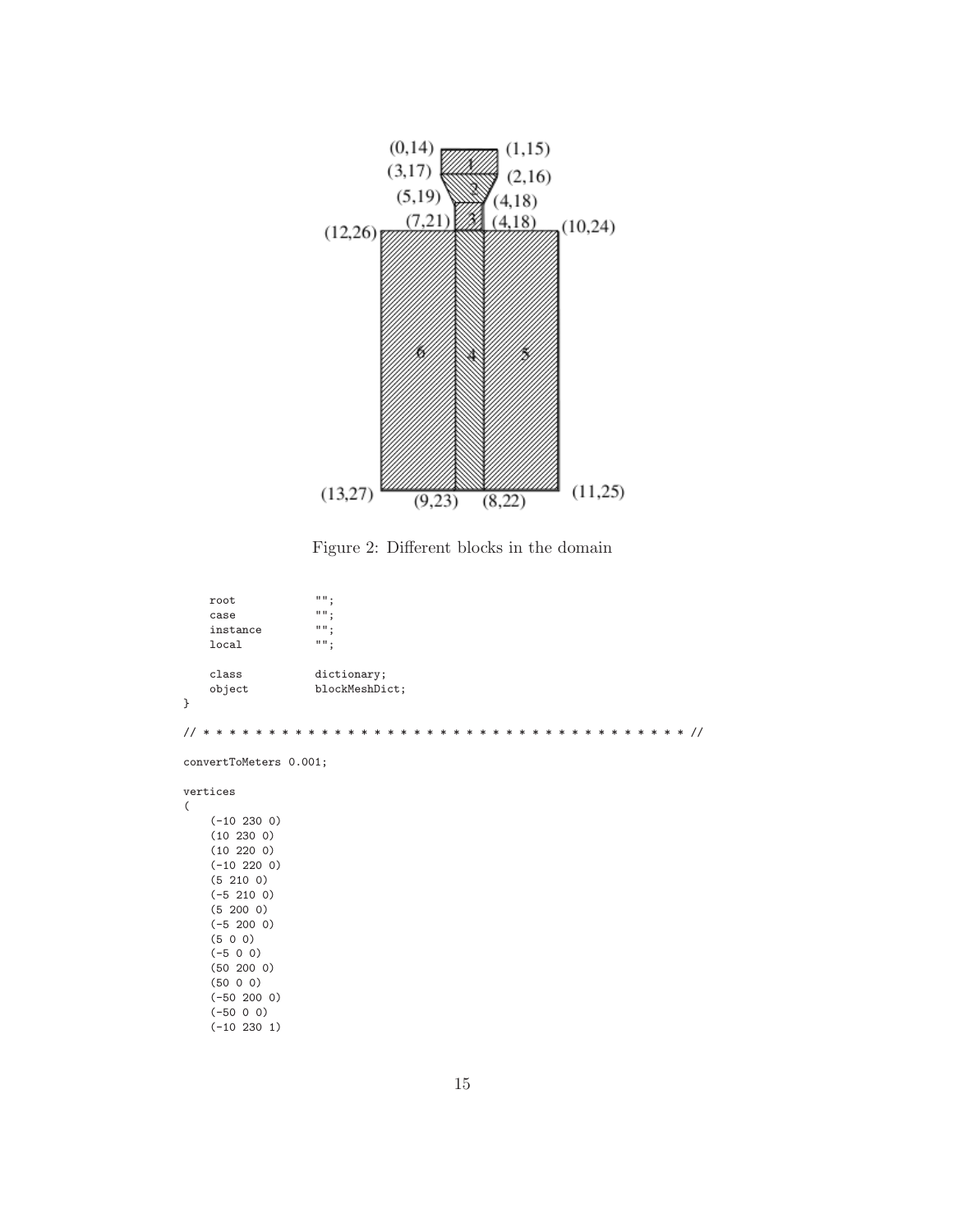Figure 2: Different blocks in the domain

```
    root            "";
    case            "";
    instance        "";
    local           "";

    class           dictionary;
    object          blockMeshDict;
}

// * * * * * * * * * * * * * * * * * * * * * * * * * * * * * * * * * * * * * //

convertToMeters 0.001;

vertices
(
    (-10 230 0)
    (10 230 0)
    (10 220 0)
    (-10 220 0)
    (5 210 0)
    (-5 210 0)
    (5 200 0)
    (-5 200 0)
    (5 0 0)
    (-5 0 0)
    (50 200 0)
    (50 0 0)
    (-50 200 0)
    (-50 0 0)
    (-10 230 1)
```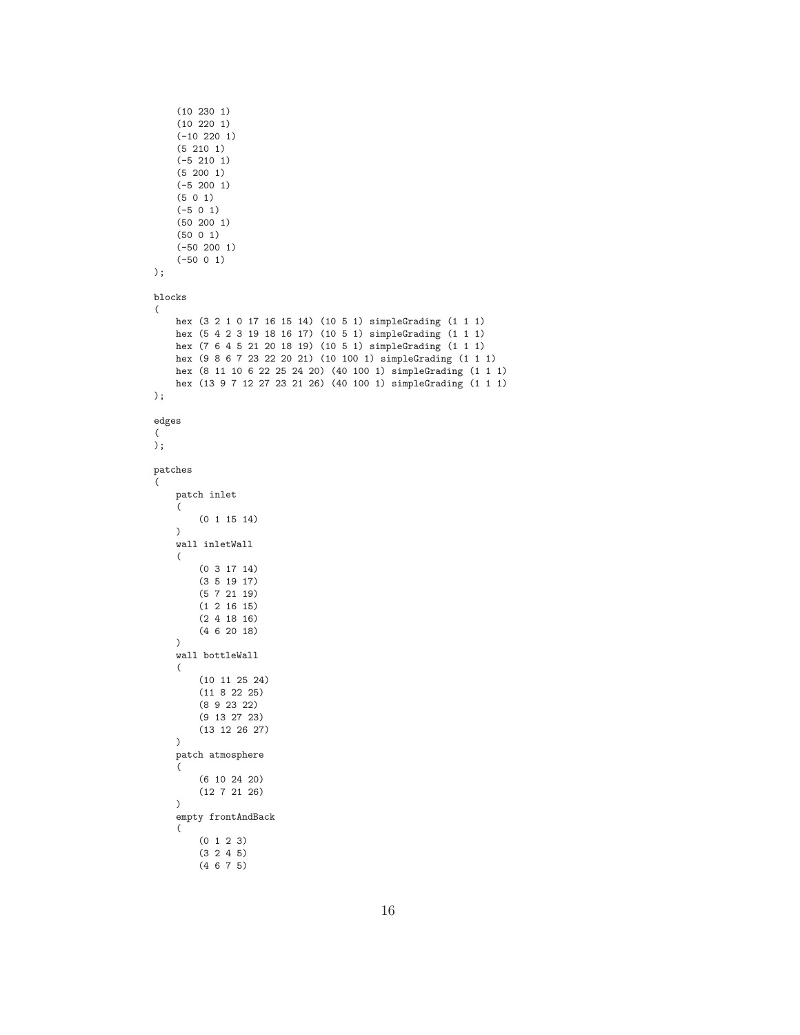```
    (10 230 1)
    (10 220 1)
    (-10 220 1)
    (5 210 1)
    (-5 210 1)
    (5 200 1)
    (-5 200 1)
    (5 0 1)
    (-5 0 1)
    (50 200 1)
    (50 0 1)
    (-50 200 1)
    (-50 0 1)
);

blocks
(
    hex (3 2 1 0 17 16 15 14) (10 5 1) simpleGrading (1 1 1)
    hex (5 4 2 3 19 18 16 17) (10 5 1) simpleGrading (1 1 1)
    hex (7 6 4 5 21 20 18 19) (10 5 1) simpleGrading (1 1 1)
    hex (9 8 6 7 23 22 20 21) (10 100 1) simpleGrading (1 1 1)
    hex (8 11 10 6 22 25 24 20) (40 100 1) simpleGrading (1 1 1)
    hex (13 9 7 12 27 23 21 26) (40 100 1) simpleGrading (1 1 1)
);

edges
(
);

patches
(
    patch inlet
    (
        (0 1 15 14)
    )
    wall inletWall
    (
        (0 3 17 14)
        (3 5 19 17)
        (5 7 21 19)
        (1 2 16 15)
        (2 4 18 16)
        (4 6 20 18)
    )
    wall bottleWall
    (
        (10 11 25 24)
        (11 8 22 25)
        (8 9 23 22)
        (9 13 27 23)
        (13 12 26 27)
    )
    patch atmosphere
    (
        (6 10 24 20)
        (12 7 21 26)
    )
    empty frontAndBack
    (
        (0 1 2 3)
        (3 2 4 5)
        (4 6 7 5)
```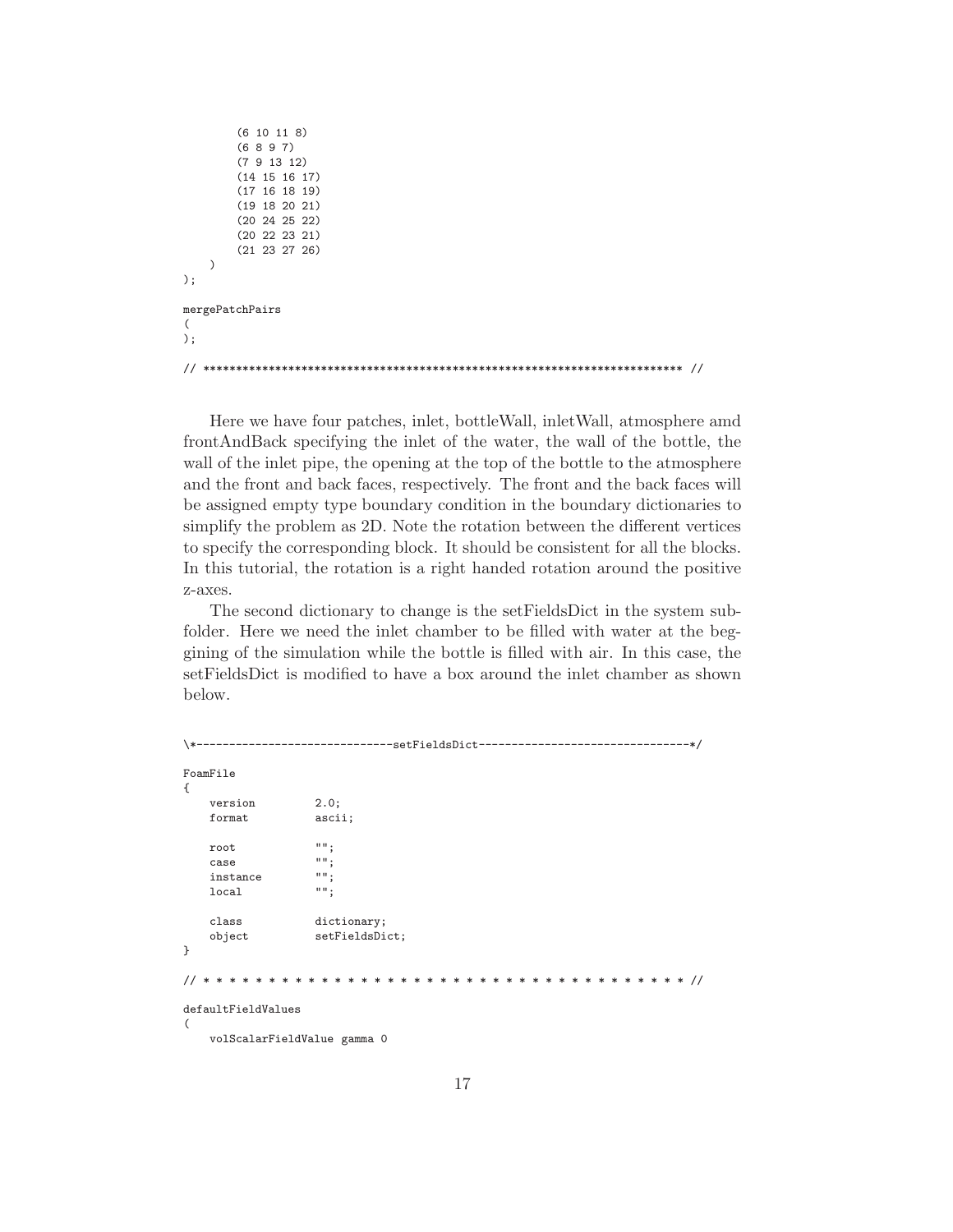```
        (6 10 11 8)
        (6 8 9 7)
        (7 9 13 12)
        (14 15 16 17)
        (17 16 18 19)
        (19 18 20 21)
        (20 24 25 22)
        (20 22 23 21)
        (21 23 27 26)
    )
);

mergePatchPairs
(
);

// ************************************************************************* //
```

Here we have four patches, inlet, bottleWall, inletWall, atmosphere amd frontAndBack specifying the inlet of the water, the wall of the bottle, the wall of the inlet pipe, the opening at the top of the bottle to the atmosphere and the front and back faces, respectively. The front and the back faces will be assigned empty type boundary condition in the boundary dictionaries to simplify the problem as 2D. Note the rotation between the different vertices to specify the corresponding block. It should be consistent for all the blocks. In this tutorial, the rotation is a right handed rotation around the positive z-axes.

The second dictionary to change is the setFieldsDict in the system subfolder. Here we need the inlet chamber to be filled with water at the beggining of the simulation while the bottle is filled with air. In this case, the setFieldsDict is modified to have a box around the inlet chamber as shown below.

```
\*-----------------------------setFieldsDict-------------------------------*/

FoamFile
{
    version         2.0;
    format          ascii;

    root            "";
    case            "";
    instance        "";
    local           "";

    class           dictionary;
    object          setFieldsDict;
}

// * * * * * * * * * * * * * * * * * * * * * * * * * * * * * * * * * * * * * //

defaultFieldValues
(
    volScalarFieldValue gamma 0
```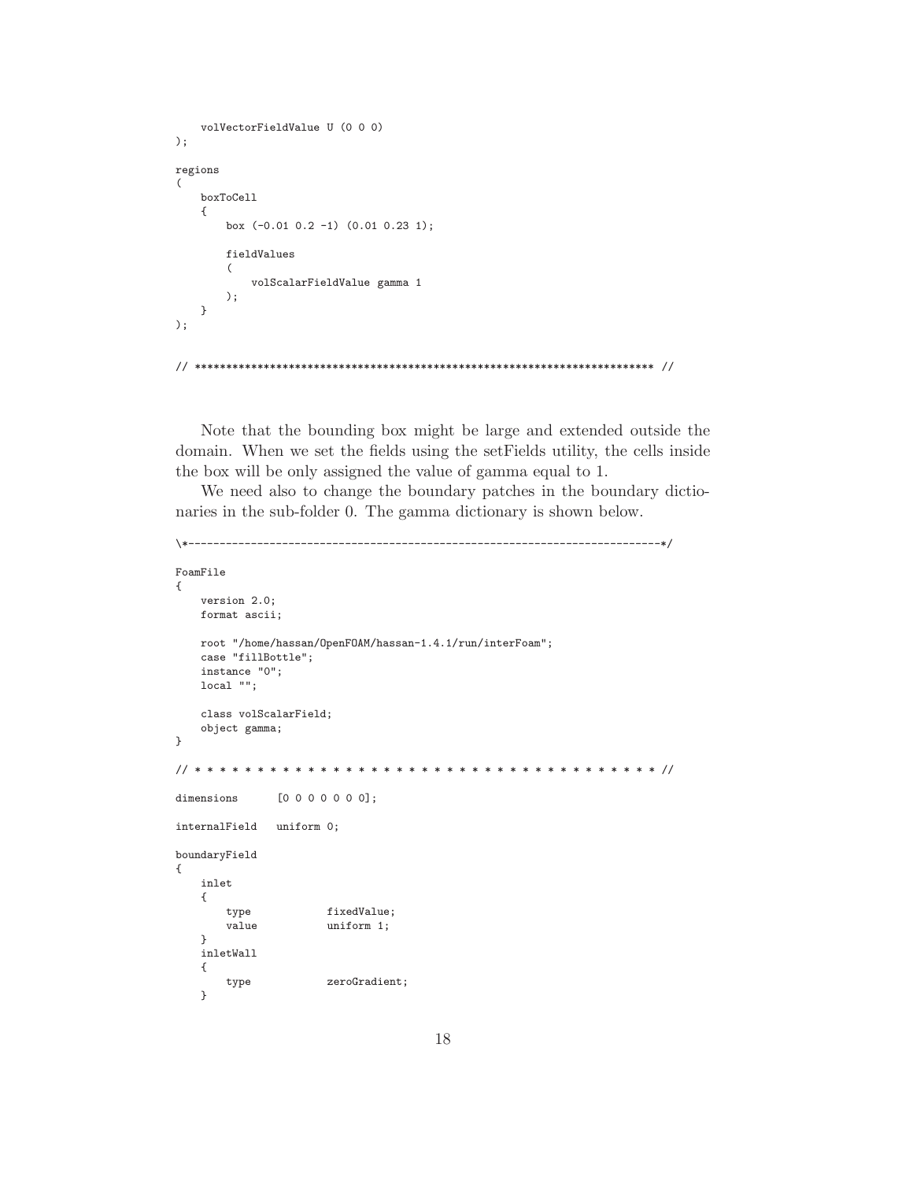```
    volVectorFieldValue U (0 0 0)
);

regions
(
    boxToCell
    {
        box (-0.01 0.2 -1) (0.01 0.23 1);

        fieldValues
        (
            volScalarFieldValue gamma 1
        );
    }
);


// ************************************************************************* //
```

Note that the bounding box might be large and extended outside the domain. When we set the fields using the setFields utility, the cells inside the box will be only assigned the value of gamma equal to 1.

We need also to change the boundary patches in the boundary dictionaries in the sub-folder 0. The gamma dictionary is shown below.

```
\*---------------------------------------------------------------------------*/

FoamFile
{
    version 2.0;
    format ascii;

    root "/home/hassan/OpenFOAM/hassan-1.4.1/run/interFoam";
    case "fillBottle";
    instance "0";
    local "";

    class volScalarField;
    object gamma;
}

// * * * * * * * * * * * * * * * * * * * * * * * * * * * * * * * * * * * * * //

dimensions      [0 0 0 0 0 0 0];

internalField   uniform 0;

boundaryField
{
    inlet
    {
        type            fixedValue;
        value           uniform 1;
    }
    inletWall
    {
        type            zeroGradient;
    }
```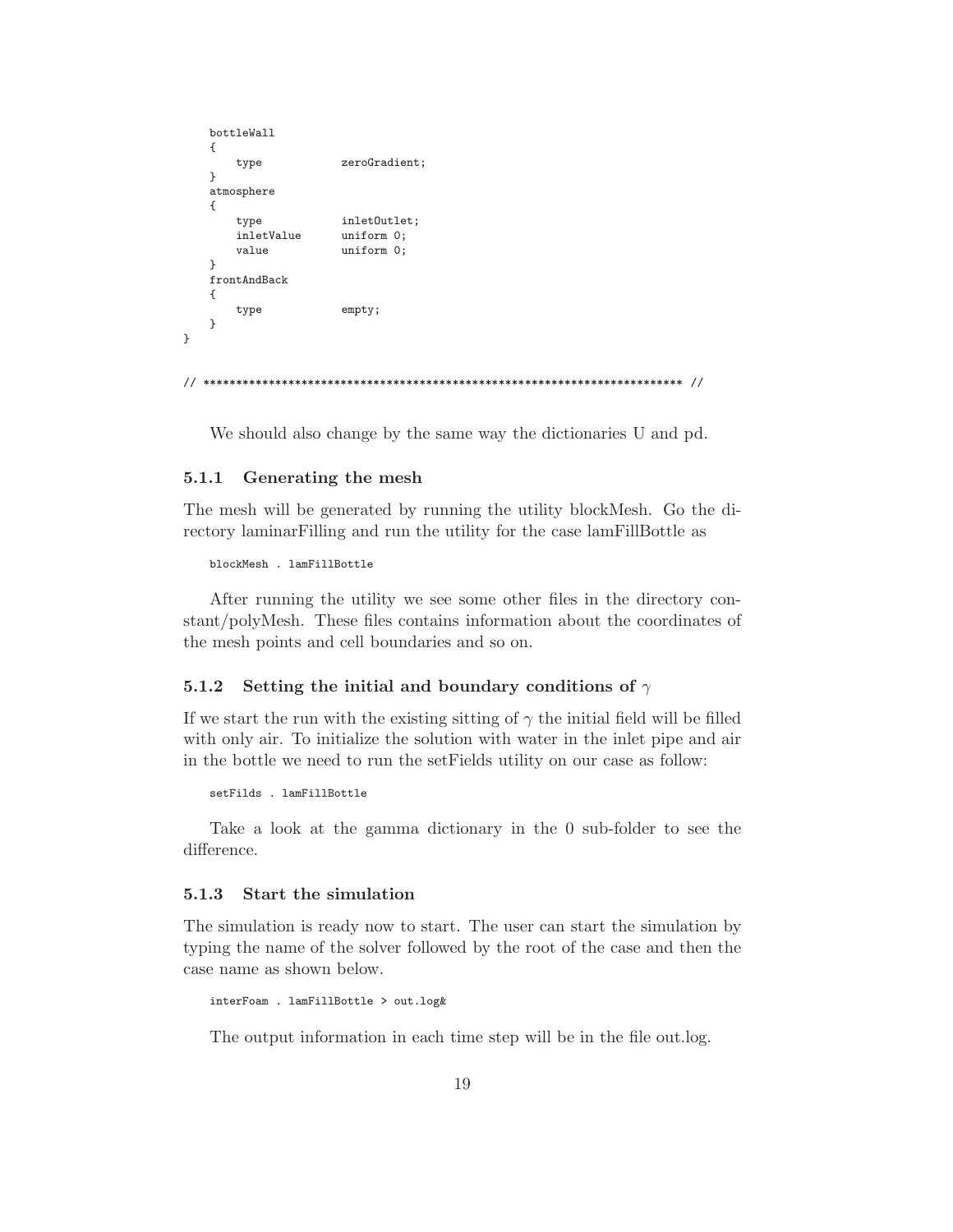```
    bottleWall
    {
        type            zeroGradient;
    }
    atmosphere
    {
        type            inletOutlet;
        inletValue      uniform 0;
        value           uniform 0;
    }
    frontAndBack
    {
        type            empty;
    }
}

// ************************************************************************* //
```

We should also change by the same way the dictionaries U and pd.

### 5.1.1 Generating the mesh

The mesh will be generated by running the utility blockMesh. Go the directory laminarFilling and run the utility for the case lamFillBottle as

```
blockMesh . lamFillBottle
```

After running the utility we see some other files in the directory constant/polyMesh. These files contains information about the coordinates of the mesh points and cell boundaries and so on.

### 5.1.2 Setting the initial and boundary conditions of $\gamma$

If we start the run with the existing sitting of $\gamma$ the initial field will be filled with only air. To initialize the solution with water in the inlet pipe and air in the bottle we need to run the setFields utility on our case as follow:

```
setFilds . lamFillBottle
```

Take a look at the gamma dictionary in the 0 sub-folder to see the difference.

### 5.1.3 Start the simulation

The simulation is ready now to start. The user can start the simulation by typing the name of the solver followed by the root of the case and then the case name as shown below.

```
interFoam . lamFillBottle > out.log&
```

The output information in each time step will be in the file out.log.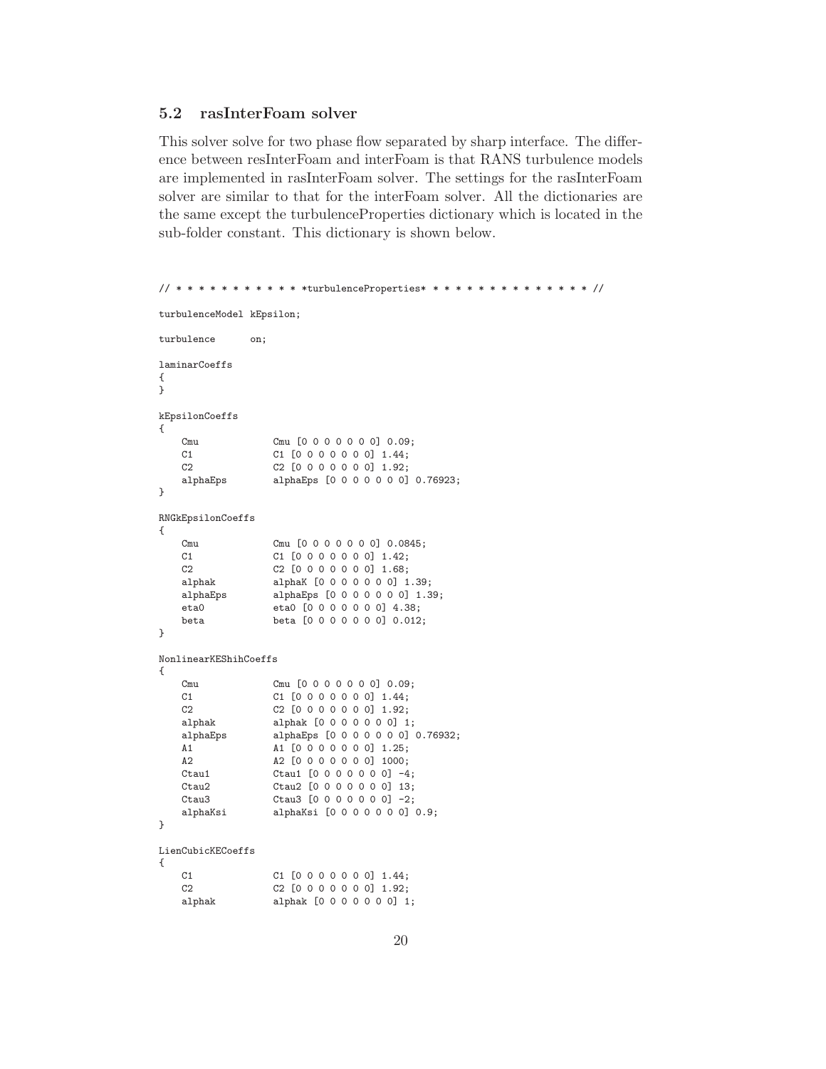### 5.2 rasInterFoam solver

This solver solve for two phase flow separated by sharp interface. The difference between resInterFoam and interFoam is that RANS turbulence models are implemented in rasInterFoam solver. The settings for the rasInterFoam solver are similar to that for the interFoam solver. All the dictionaries are the same except the turbulenceProperties dictionary which is located in the sub-folder constant. This dictionary is shown below.

```
// * * * * * * * * * * * *turbulenceProperties* * * * * * * * * * * * * * * //

turbulenceModel kEpsilon;

turbulence      on;

laminarCoeffs
{
}

kEpsilonCoeffs
{
    Cmu             Cmu [0 0 0 0 0 0 0] 0.09;
    C1              C1 [0 0 0 0 0 0 0] 1.44;
    C2              C2 [0 0 0 0 0 0 0] 1.92;
    alphaEps        alphaEps [0 0 0 0 0 0 0] 0.76923;
}

RNGkEpsilonCoeffs
{
    Cmu             Cmu [0 0 0 0 0 0 0] 0.0845;
    C1              C1 [0 0 0 0 0 0 0] 1.42;
    C2              C2 [0 0 0 0 0 0 0] 1.68;
    alphak          alphaK [0 0 0 0 0 0 0] 1.39;
    alphaEps        alphaEps [0 0 0 0 0 0 0] 1.39;
    eta0            eta0 [0 0 0 0 0 0 0] 4.38;
    beta            beta [0 0 0 0 0 0 0] 0.012;
}

NonlinearKEShihCoeffs
{
    Cmu             Cmu [0 0 0 0 0 0 0] 0.09;
    C1              C1 [0 0 0 0 0 0 0] 1.44;
    C2              C2 [0 0 0 0 0 0 0] 1.92;
    alphak          alphak [0 0 0 0 0 0 0] 1;
    alphaEps        alphaEps [0 0 0 0 0 0 0] 0.76932;
    A1              A1 [0 0 0 0 0 0 0] 1.25;
    A2              A2 [0 0 0 0 0 0 0] 1000;
    Ctau1           Ctau1 [0 0 0 0 0 0 0] -4;
    Ctau2           Ctau2 [0 0 0 0 0 0 0] 13;
    Ctau3           Ctau3 [0 0 0 0 0 0 0] -2;
    alphaKsi        alphaKsi [0 0 0 0 0 0 0] 0.9;
}

LienCubicKECoeffs
{
    C1              C1 [0 0 0 0 0 0 0] 1.44;
    C2              C2 [0 0 0 0 0 0 0] 1.92;
    alphak          alphak [0 0 0 0 0 0 0] 1;
```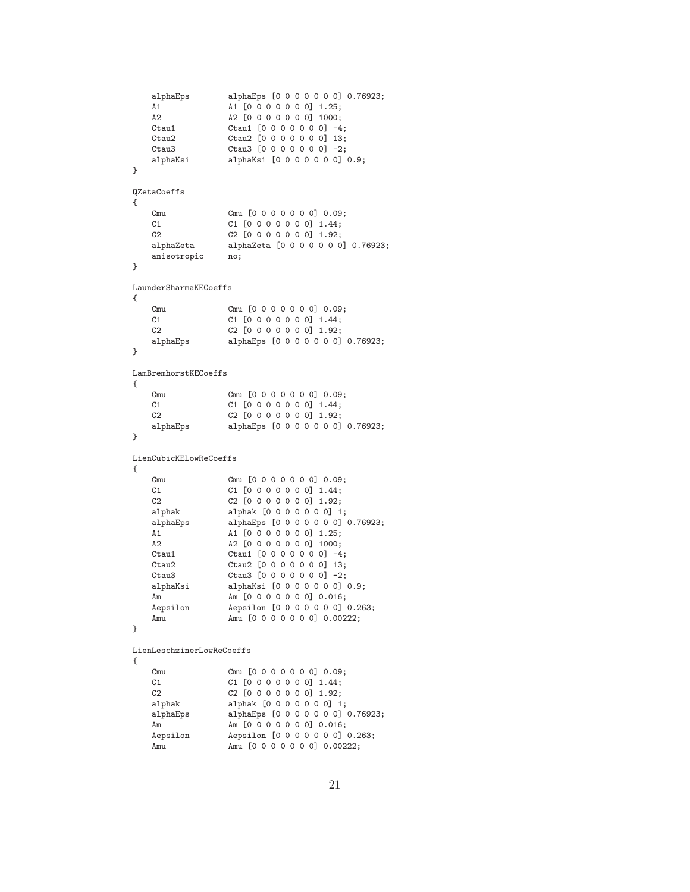```
    alphaEps        alphaEps [0 0 0 0 0 0 0] 0.76923;
    A1              A1 [0 0 0 0 0 0 0] 1.25;
    A2              A2 [0 0 0 0 0 0 0] 1000;
    Ctau1           Ctau1 [0 0 0 0 0 0 0] -4;
    Ctau2           Ctau2 [0 0 0 0 0 0 0] 13;
    Ctau3           Ctau3 [0 0 0 0 0 0 0] -2;
    alphaKsi        alphaKsi [0 0 0 0 0 0 0] 0.9;
}

QZetaCoeffs
{
    Cmu             Cmu [0 0 0 0 0 0 0] 0.09;
    C1              C1 [0 0 0 0 0 0 0] 1.44;
    C2              C2 [0 0 0 0 0 0 0] 1.92;
    alphaZeta       alphaZeta [0 0 0 0 0 0 0] 0.76923;
    anisotropic     no;
}

LaunderSharmaKECoeffs
{
    Cmu             Cmu [0 0 0 0 0 0 0] 0.09;
    C1              C1 [0 0 0 0 0 0 0] 1.44;
    C2              C2 [0 0 0 0 0 0 0] 1.92;
    alphaEps        alphaEps [0 0 0 0 0 0 0] 0.76923;
}

LamBremhorstKECoeffs
{
    Cmu             Cmu [0 0 0 0 0 0 0] 0.09;
    C1              C1 [0 0 0 0 0 0 0] 1.44;
    C2              C2 [0 0 0 0 0 0 0] 1.92;
    alphaEps        alphaEps [0 0 0 0 0 0 0] 0.76923;
}

LienCubicKELowReCoeffs
{
    Cmu             Cmu [0 0 0 0 0 0 0] 0.09;
    C1              C1 [0 0 0 0 0 0 0] 1.44;
    C2              C2 [0 0 0 0 0 0 0] 1.92;
    alphak          alphak [0 0 0 0 0 0 0] 1;
    alphaEps        alphaEps [0 0 0 0 0 0 0] 0.76923;
    A1              A1 [0 0 0 0 0 0 0] 1.25;
    A2              A2 [0 0 0 0 0 0 0] 1000;
    Ctau1           Ctau1 [0 0 0 0 0 0 0] -4;
    Ctau2           Ctau2 [0 0 0 0 0 0 0] 13;
    Ctau3           Ctau3 [0 0 0 0 0 0 0] -2;
    alphaKsi        alphaKsi [0 0 0 0 0 0 0] 0.9;
    Am              Am [0 0 0 0 0 0 0] 0.016;
    Aepsilon        Aepsilon [0 0 0 0 0 0 0] 0.263;
    Amu             Amu [0 0 0 0 0 0 0] 0.00222;
}

LienLeschzinerLowReCoeffs
{
    Cmu             Cmu [0 0 0 0 0 0 0] 0.09;
    C1              C1 [0 0 0 0 0 0 0] 1.44;
    C2              C2 [0 0 0 0 0 0 0] 1.92;
    alphak          alphak [0 0 0 0 0 0 0] 1;
    alphaEps        alphaEps [0 0 0 0 0 0 0] 0.76923;
    Am              Am [0 0 0 0 0 0 0] 0.016;
    Aepsilon        Aepsilon [0 0 0 0 0 0 0] 0.263;
    Amu             Amu [0 0 0 0 0 0 0] 0.00222;
```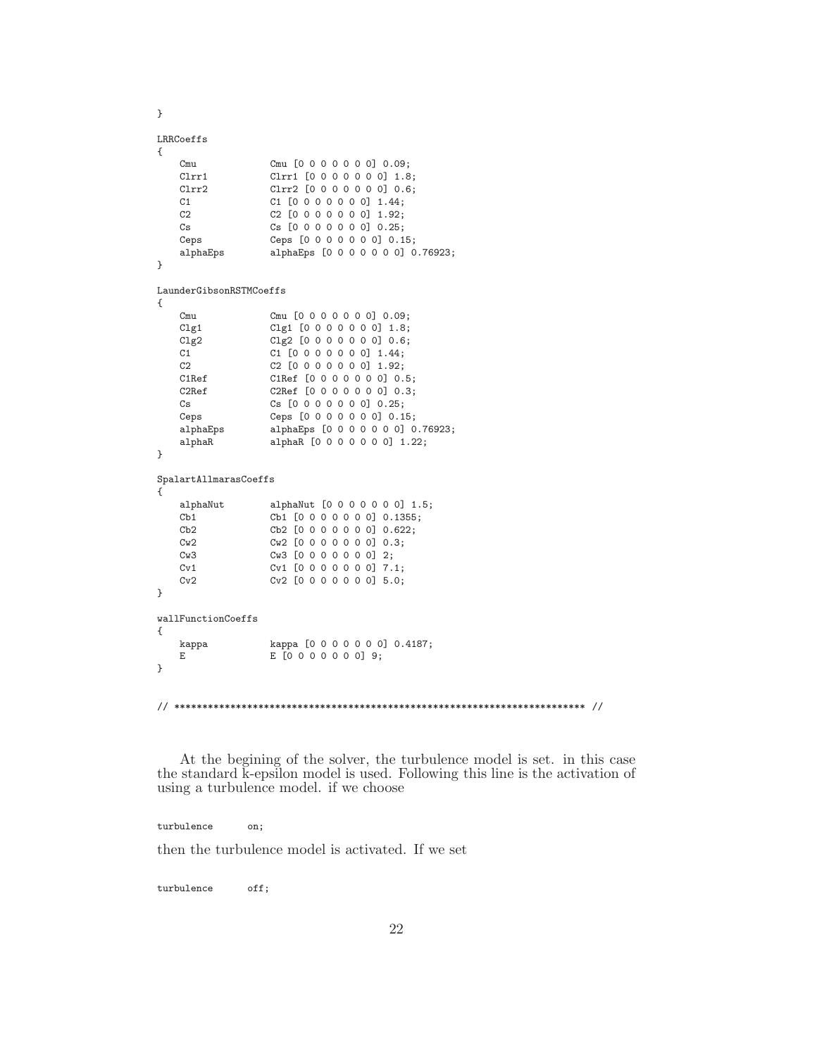```
}

LRRCoeffs
{
    Cmu             Cmu [0 0 0 0 0 0 0] 0.09;
    Clrr1           Clrr1 [0 0 0 0 0 0 0] 1.8;
    Clrr2           Clrr2 [0 0 0 0 0 0 0] 0.6;
    C1              C1 [0 0 0 0 0 0 0] 1.44;
    C2              C2 [0 0 0 0 0 0 0] 1.92;
    Cs              Cs [0 0 0 0 0 0 0] 0.25;
    Ceps            Ceps [0 0 0 0 0 0 0] 0.15;
    alphaEps        alphaEps [0 0 0 0 0 0 0] 0.76923;
}

LaunderGibsonRSTMCoeffs
{
    Cmu             Cmu [0 0 0 0 0 0 0] 0.09;
    Clg1            Clg1 [0 0 0 0 0 0 0] 1.8;
    Clg2            Clg2 [0 0 0 0 0 0 0] 0.6;
    C1              C1 [0 0 0 0 0 0 0] 1.44;
    C2              C2 [0 0 0 0 0 0 0] 1.92;
    C1Ref           C1Ref [0 0 0 0 0 0 0] 0.5;
    C2Ref           C2Ref [0 0 0 0 0 0 0] 0.3;
    Cs              Cs [0 0 0 0 0 0 0] 0.25;
    Ceps            Ceps [0 0 0 0 0 0 0] 0.15;
    alphaEps        alphaEps [0 0 0 0 0 0 0] 0.76923;
    alphaR          alphaR [0 0 0 0 0 0 0] 1.22;
}

SpalartAllmarasCoeffs
{
    alphaNut        alphaNut [0 0 0 0 0 0 0] 1.5;
    Cb1             Cb1 [0 0 0 0 0 0 0] 0.1355;
    Cb2             Cb2 [0 0 0 0 0 0 0] 0.622;
    Cw2             Cw2 [0 0 0 0 0 0 0] 0.3;
    Cw3             Cw3 [0 0 0 0 0 0 0] 2;
    Cv1             Cv1 [0 0 0 0 0 0 0] 7.1;
    Cv2             Cv2 [0 0 0 0 0 0 0] 5.0;
}

wallFunctionCoeffs
{
    kappa           kappa [0 0 0 0 0 0 0] 0.4187;
    E               E [0 0 0 0 0 0 0] 9;
}


// ************************************************************************* //
```

At the begining of the solver, the turbulence model is set. in this case the standard k-epsilon model is used. Following this line is the activation of using a turbulence model. if we choose

```
turbulence      on;
```

then the turbulence model is activated. If we set

```
turbulence      off;
```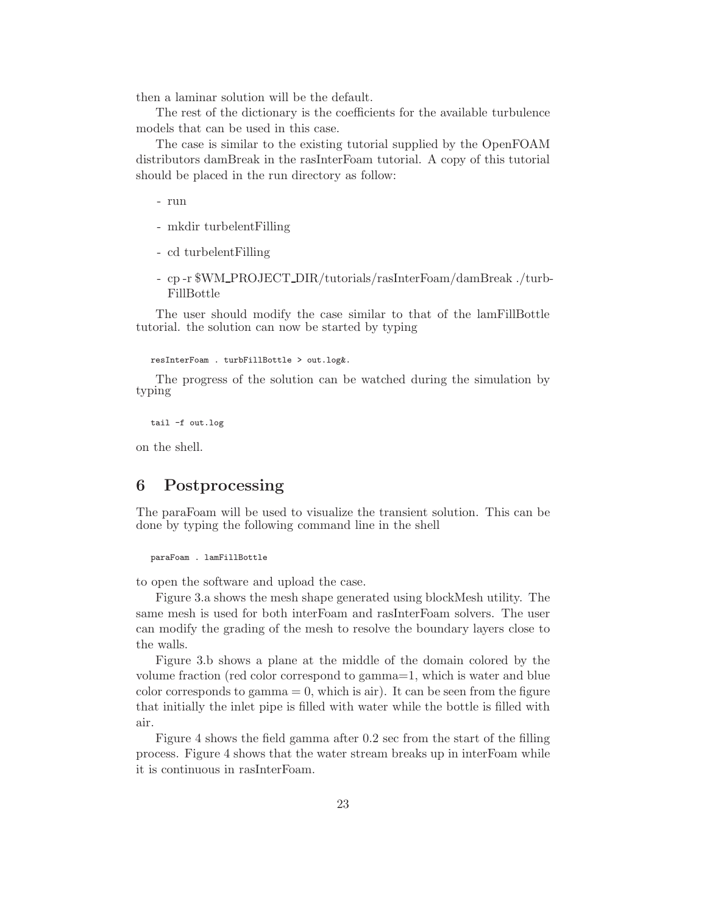then a laminar solution will be the default.

The rest of the dictionary is the coefficients for the available turbulence models that can be used in this case.

The case is similar to the existing tutorial supplied by the OpenFOAM distributors damBreak in the rasInterFoam tutorial. A copy of this tutorial should be placed in the run directory as follow:

- run
- mkdir turbelentFilling
- cd turbelentFilling
- cp -r $WM_PROJECT_DIR/tutorials/rasInterFoam/damBreak ./turbFillBottle

The user should modify the case similar to that of the lamFillBottle tutorial. the solution can now be started by typing

```
resInterFoam . turbFillBottle > out.log&.
```

The progress of the solution can be watched during the simulation by typing

```
tail -f out.log
```

on the shell.

# 6 Postprocessing

The paraFoam will be used to visualize the transient solution. This can be done by typing the following command line in the shell

```
paraFoam . lamFillBottle
```

to open the software and upload the case.

Figure 3.a shows the mesh shape generated using blockMesh utility. The same mesh is used for both interFoam and rasInterFoam solvers. The user can modify the grading of the mesh to resolve the boundary layers close to the walls.

Figure 3.b shows a plane at the middle of the domain colored by the volume fraction (red color correspond to gamma=1, which is water and blue color corresponds to gamma = 0, which is air). It can be seen from the figure that initially the inlet pipe is filled with water while the bottle is filled with air.

Figure 4 shows the field gamma after 0.2 sec from the start of the filling process. Figure 4 shows that the water stream breaks up in interFoam while it is continuous in rasInterFoam.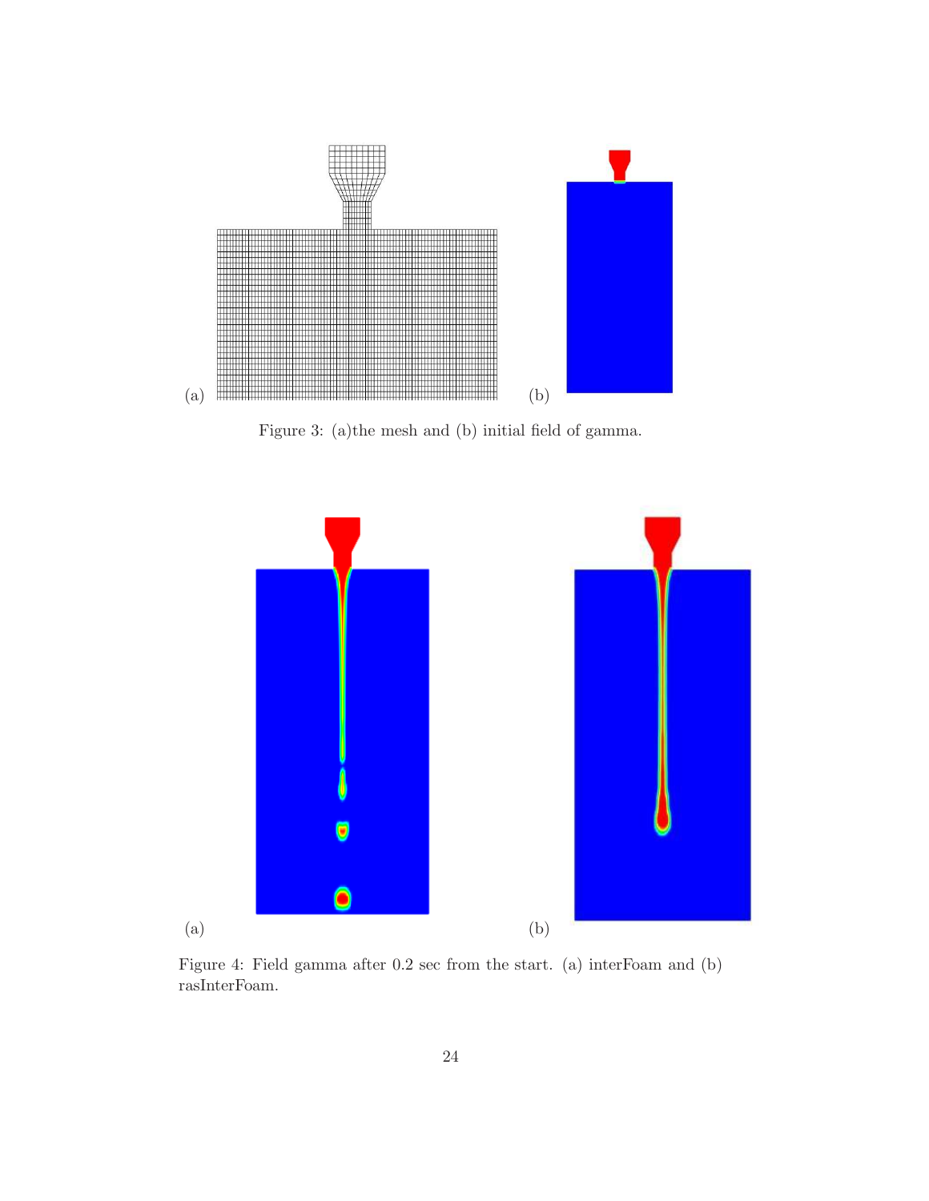(a) (b)

Figure 3: (a)the mesh and (b) initial field of gamma.

(a) (b)

Figure 4: Field gamma after 0.2 sec from the start. (a) interFoam and (b) rasInterFoam.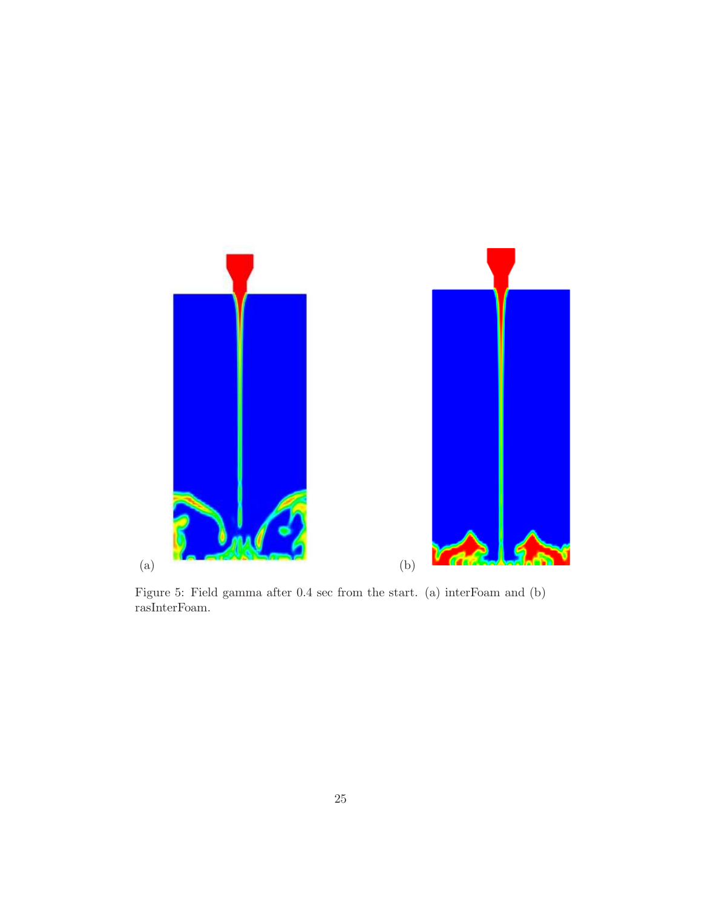(a)

(b)

Figure 5: Field gamma after 0.4 sec from the start. (a) interFoam and (b) rasInterFoam.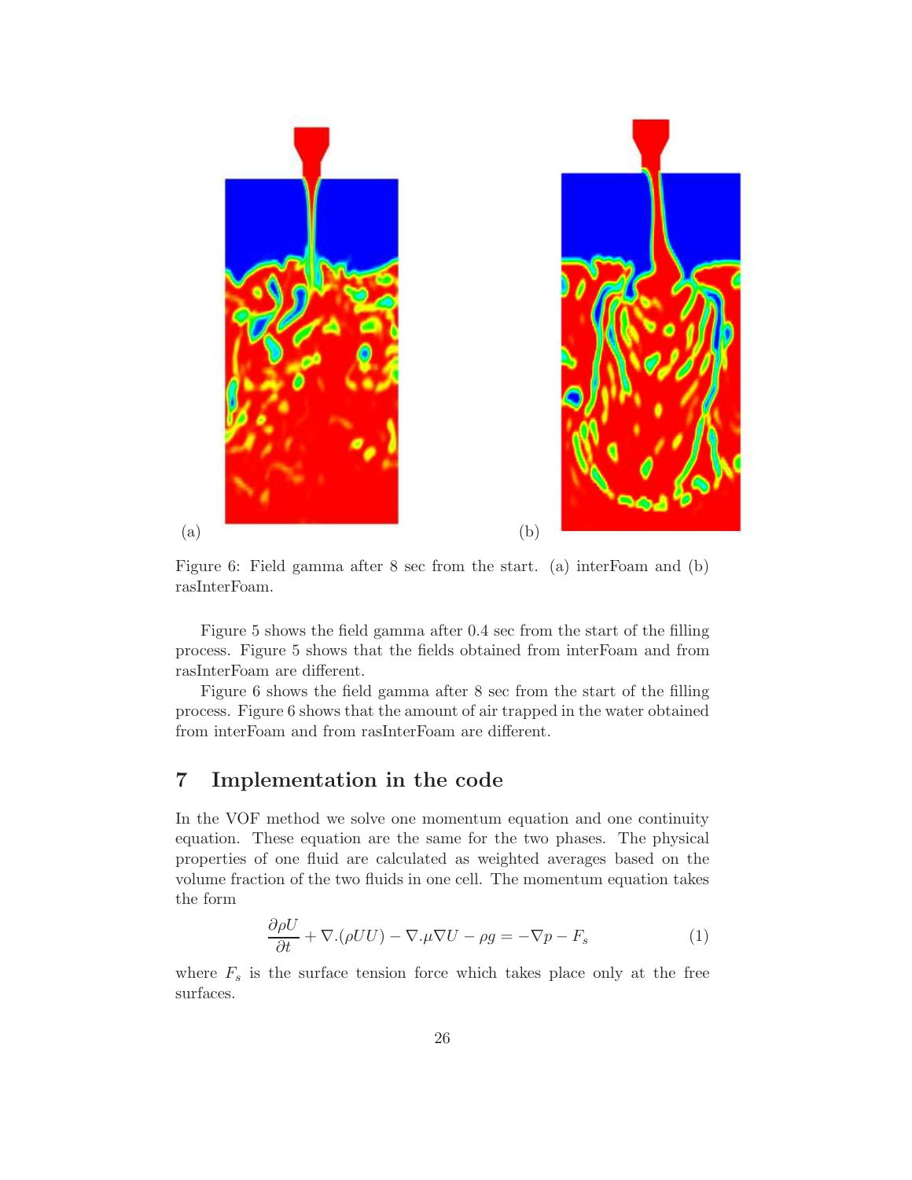(a)

(b)

Figure 6: Field gamma after 8 sec from the start. (a) interFoam and (b) rasInterFoam.

Figure 5 shows the field gamma after 0.4 sec from the start of the filling process. Figure 5 shows that the fields obtained from interFoam and from rasInterFoam are different.

Figure 6 shows the field gamma after 8 sec from the start of the filling process. Figure 6 shows that the amount of air trapped in the water obtained from interFoam and from rasInterFoam are different.

# 7 Implementation in the code

In the VOF method we solve one momentum equation and one continuity equation. These equation are the same for the two phases. The physical properties of one fluid are calculated as weighted averages based on the volume fraction of the two fluids in one cell. The momentum equation takes the form

$$\frac{\partial \rho U}{\partial t} + \nabla.(\rho U U) - \nabla.\mu \nabla U - \rho g = -\nabla p - F_s \qquad (1)$$

where $F_s$ is the surface tension force which takes place only at the free surfaces.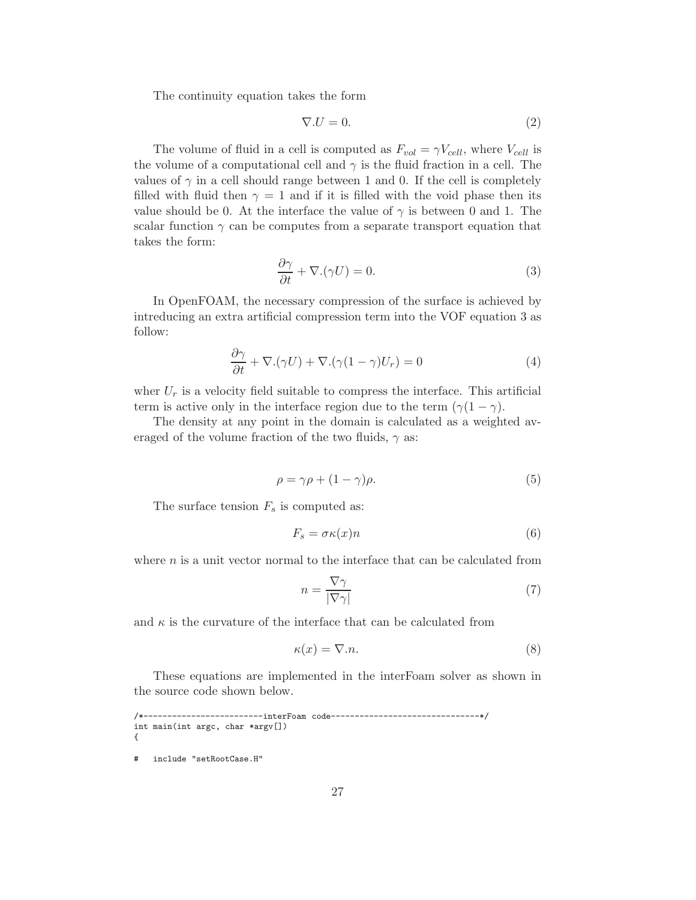The continuity equation takes the form

$$\nabla.U = 0. \tag{2}$$

The volume of fluid in a cell is computed as $F_{vol} = \gamma V_{cell}$, where $V_{cell}$ is the volume of a computational cell and $\gamma$ is the fluid fraction in a cell. The values of $\gamma$ in a cell should range between 1 and 0. If the cell is completely filled with fluid then $\gamma = 1$ and if it is filled with the void phase then its value should be 0. At the interface the value of $\gamma$ is between 0 and 1. The scalar function $\gamma$ can be computes from a separate transport equation that takes the form:

$$\frac{\partial \gamma}{\partial t} + \nabla.(\gamma U) = 0. \tag{3}$$

In OpenFOAM, the necessary compression of the surface is achieved by intreducing an extra artificial compression term into the VOF equation 3 as follow:

$$\frac{\partial \gamma}{\partial t} + \nabla.(\gamma U) + \nabla.(\gamma(1-\gamma)U_r) = 0 \tag{4}$$

wher $U_r$ is a velocity field suitable to compress the interface. This artificial term is active only in the interface region due to the term $(\gamma(1-\gamma)$.

The density at any point in the domain is calculated as a weighted averaged of the volume fraction of the two fluids, $\gamma$ as:

$$\rho = \gamma\rho + (1-\gamma)\rho. \tag{5}$$

The surface tension $F_s$ is computed as:

$$F_s = \sigma\kappa(x)n \tag{6}$$

where $n$ is a unit vector normal to the interface that can be calculated from

$$n = \frac{\nabla\gamma}{|\nabla\gamma|} \tag{7}$$

and $\kappa$ is the curvature of the interface that can be calculated from

$$\kappa(x) = \nabla.n. \tag{8}$$

These equations are implemented in the interFoam solver as shown in the source code shown below.

```
/*------------------------interFoam code------------------------------*/
int main(int argc, char *argv[])
{

#   include "setRootCase.H"
```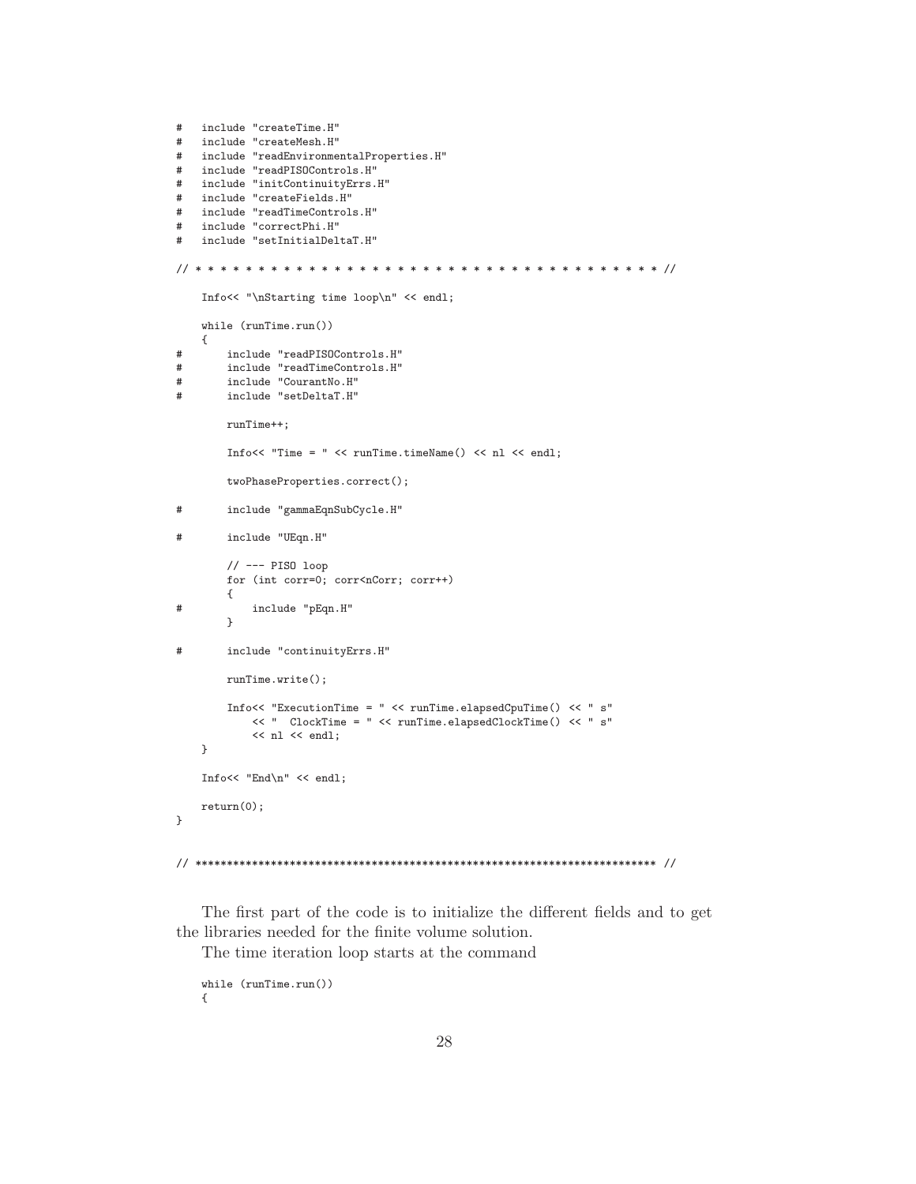```
#   include "createTime.H"
#   include "createMesh.H"
#   include "readEnvironmentalProperties.H"
#   include "readPISOControls.H"
#   include "initContinuityErrs.H"
#   include "createFields.H"
#   include "readTimeControls.H"
#   include "correctPhi.H"
#   include "setInitialDeltaT.H"

// * * * * * * * * * * * * * * * * * * * * * * * * * * * * * * * * * * * * * //

    Info<< "\nStarting time loop\n" << endl;

    while (runTime.run())
    {
#       include "readPISOControls.H"
#       include "readTimeControls.H"
#       include "CourantNo.H"
#       include "setDeltaT.H"

        runTime++;

        Info<< "Time = " << runTime.timeName() << nl << endl;

        twoPhaseProperties.correct();

#       include "gammaEqnSubCycle.H"

#       include "UEqn.H"

        // --- PISO loop
        for (int corr=0; corr<nCorr; corr++)
        {
#           include "pEqn.H"
        }

#       include "continuityErrs.H"

        runTime.write();

        Info<< "ExecutionTime = " << runTime.elapsedCpuTime() << " s"
            << "  ClockTime = " << runTime.elapsedClockTime() << " s"
            << nl << endl;
    }

    Info<< "End\n" << endl;

    return(0);
}


// ************************************************************************* //
```

The first part of the code is to initialize the different fields and to get the libraries needed for the finite volume solution.

The time iteration loop starts at the command

```
    while (runTime.run())
    {
```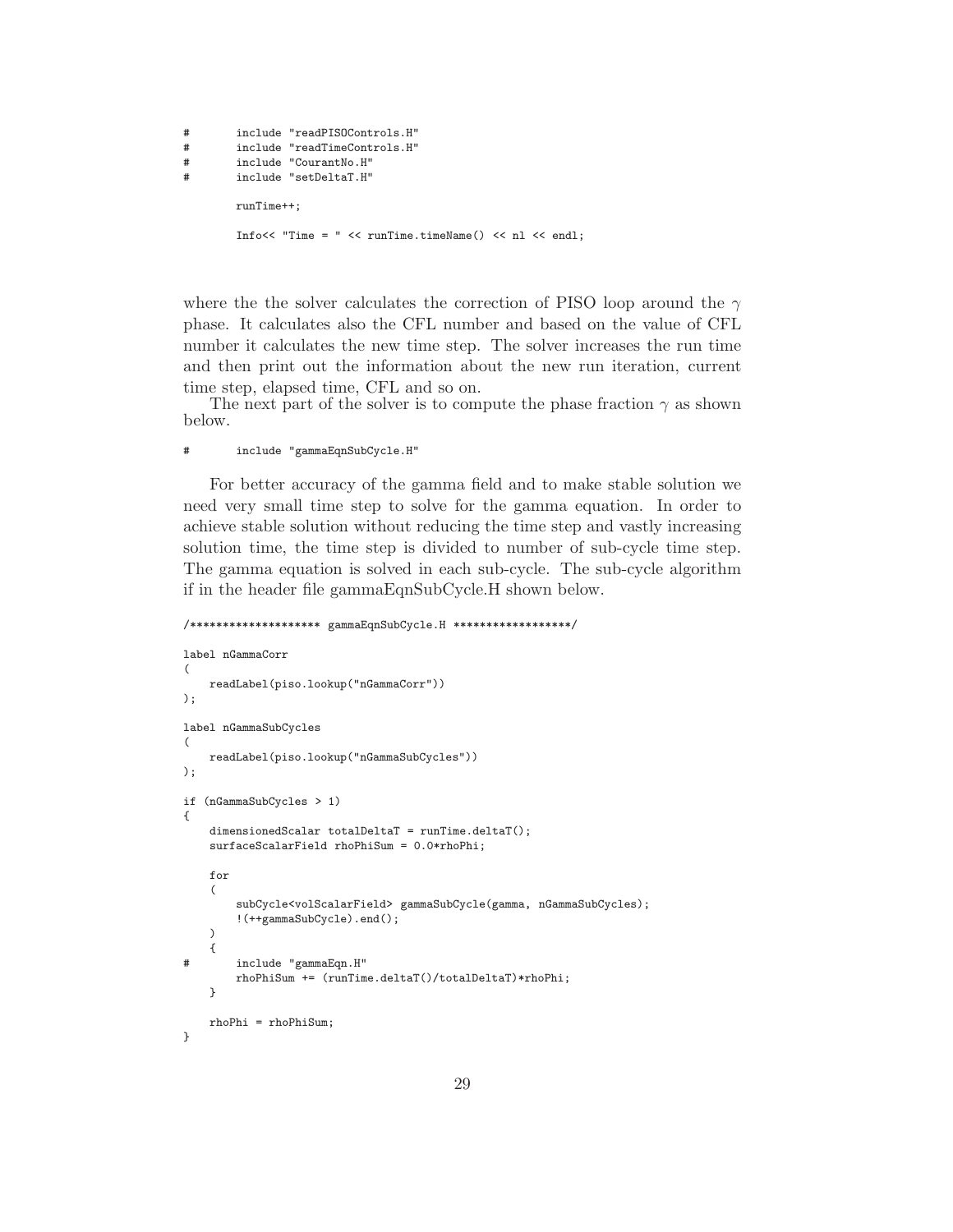```
#       include "readPISOControls.H"
#       include "readTimeControls.H"
#       include "CourantNo.H"
#       include "setDeltaT.H"

        runTime++;

        Info<< "Time = " << runTime.timeName() << nl << endl;
```

where the the solver calculates the correction of PISO loop around the $\gamma$ phase. It calculates also the CFL number and based on the value of CFL number it calculates the new time step. The solver increases the run time and then print out the information about the new run iteration, current time step, elapsed time, CFL and so on.

The next part of the solver is to compute the phase fraction $\gamma$ as shown below.

```
#       include "gammaEqnSubCycle.H"
```

For better accuracy of the gamma field and to make stable solution we need very small time step to solve for the gamma equation. In order to achieve stable solution without reducing the time step and vastly increasing solution time, the time step is divided to number of sub-cycle time step. The gamma equation is solved in each sub-cycle. The sub-cycle algorithm if in the header file gammaEqnSubCycle.H shown below.

```
/******************** gammaEqnSubCycle.H ******************/

label nGammaCorr
(
    readLabel(piso.lookup("nGammaCorr"))
);

label nGammaSubCycles
(
    readLabel(piso.lookup("nGammaSubCycles"))
);

if (nGammaSubCycles > 1)
{
    dimensionedScalar totalDeltaT = runTime.deltaT();
    surfaceScalarField rhoPhiSum = 0.0*rhoPhi;

    for
    (
        subCycle<volScalarField> gammaSubCycle(gamma, nGammaSubCycles);
        !(++gammaSubCycle).end();
    )
    {
#       include "gammaEqn.H"
        rhoPhiSum += (runTime.deltaT()/totalDeltaT)*rhoPhi;
    }

    rhoPhi = rhoPhiSum;
}
```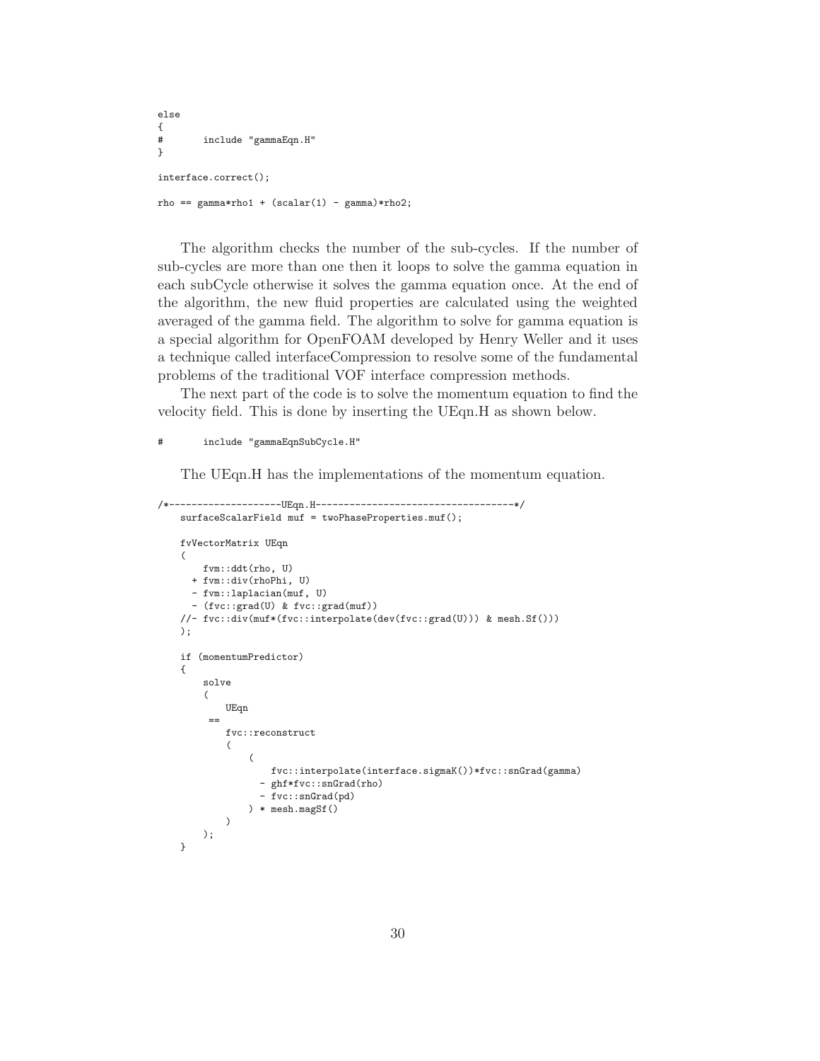```
else
{
#       include "gammaEqn.H"
}

interface.correct();

rho == gamma*rho1 + (scalar(1) - gamma)*rho2;
```

The algorithm checks the number of the sub-cycles. If the number of sub-cycles are more than one then it loops to solve the gamma equation in each subCycle otherwise it solves the gamma equation once. At the end of the algorithm, the new fluid properties are calculated using the weighted averaged of the gamma field. The algorithm to solve for gamma equation is a special algorithm for OpenFOAM developed by Henry Weller and it uses a technique called interfaceCompression to resolve some of the fundamental problems of the traditional VOF interface compression methods.

The next part of the code is to solve the momentum equation to find the velocity field. This is done by inserting the UEqn.H as shown below.

```
#       include "gammaEqnSubCycle.H"
```

The UEqn.H has the implementations of the momentum equation.

```
/*--------------------UEqn.H-----------------------------------*/
    surfaceScalarField muf = twoPhaseProperties.muf();

    fvVectorMatrix UEqn
    (
        fvm::ddt(rho, U)
      + fvm::div(rhoPhi, U)
      - fvm::laplacian(muf, U)
      - (fvc::grad(U) & fvc::grad(muf))
    //- fvc::div(muf*(fvc::interpolate(dev(fvc::grad(U))) & mesh.Sf()))
    );

    if (momentumPredictor)
    {
        solve
        (
            UEqn
         ==
            fvc::reconstruct
            (
                (
                    fvc::interpolate(interface.sigmaK())*fvc::snGrad(gamma)
                  - ghf*fvc::snGrad(rho)
                  - fvc::snGrad(pd)
                ) * mesh.magSf()
            )
        );
    }
```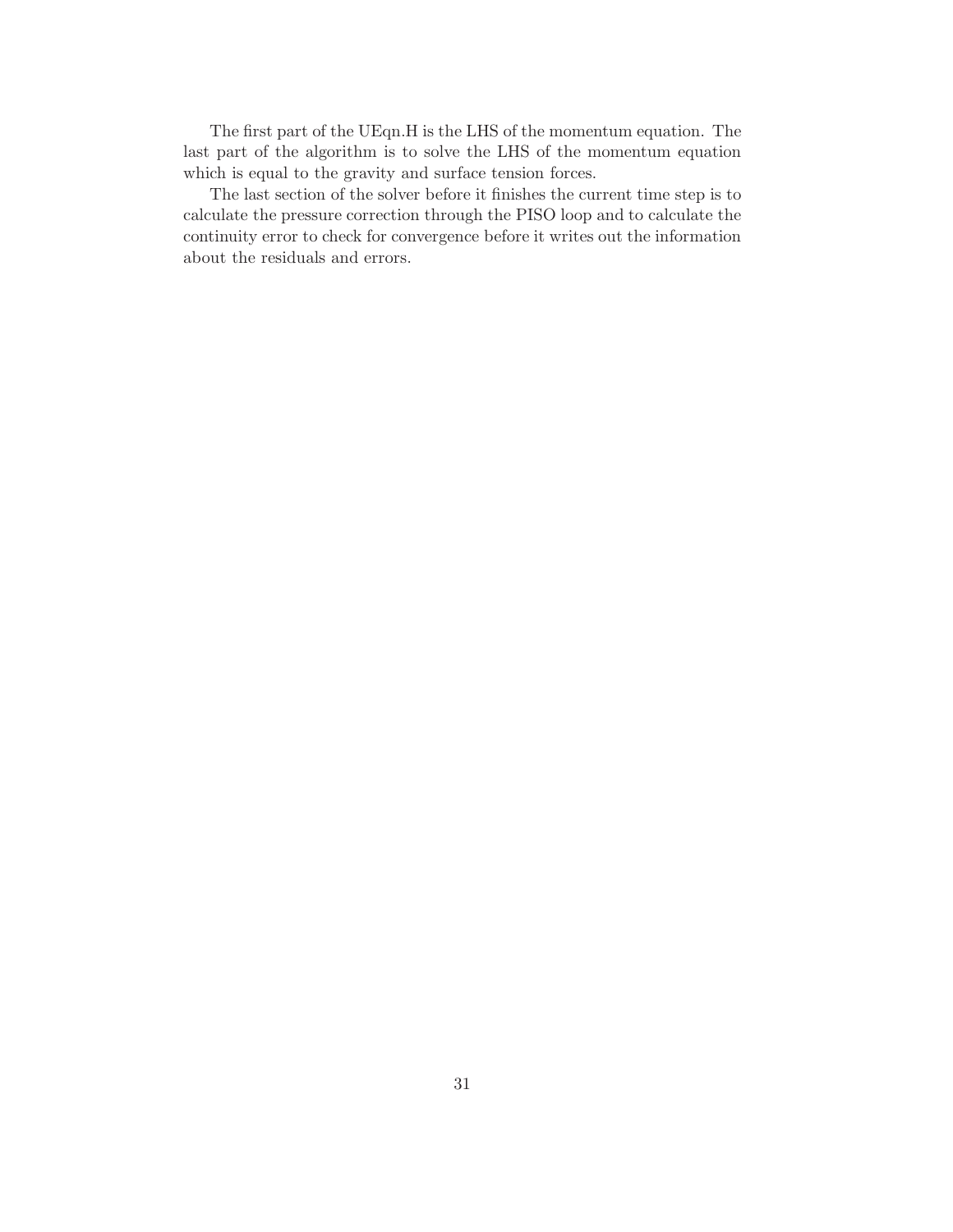The first part of the UEqn.H is the LHS of the momentum equation. The last part of the algorithm is to solve the LHS of the momentum equation which is equal to the gravity and surface tension forces.

The last section of the solver before it finishes the current time step is to calculate the pressure correction through the PISO loop and to calculate the continuity error to check for convergence before it writes out the information about the residuals and errors.